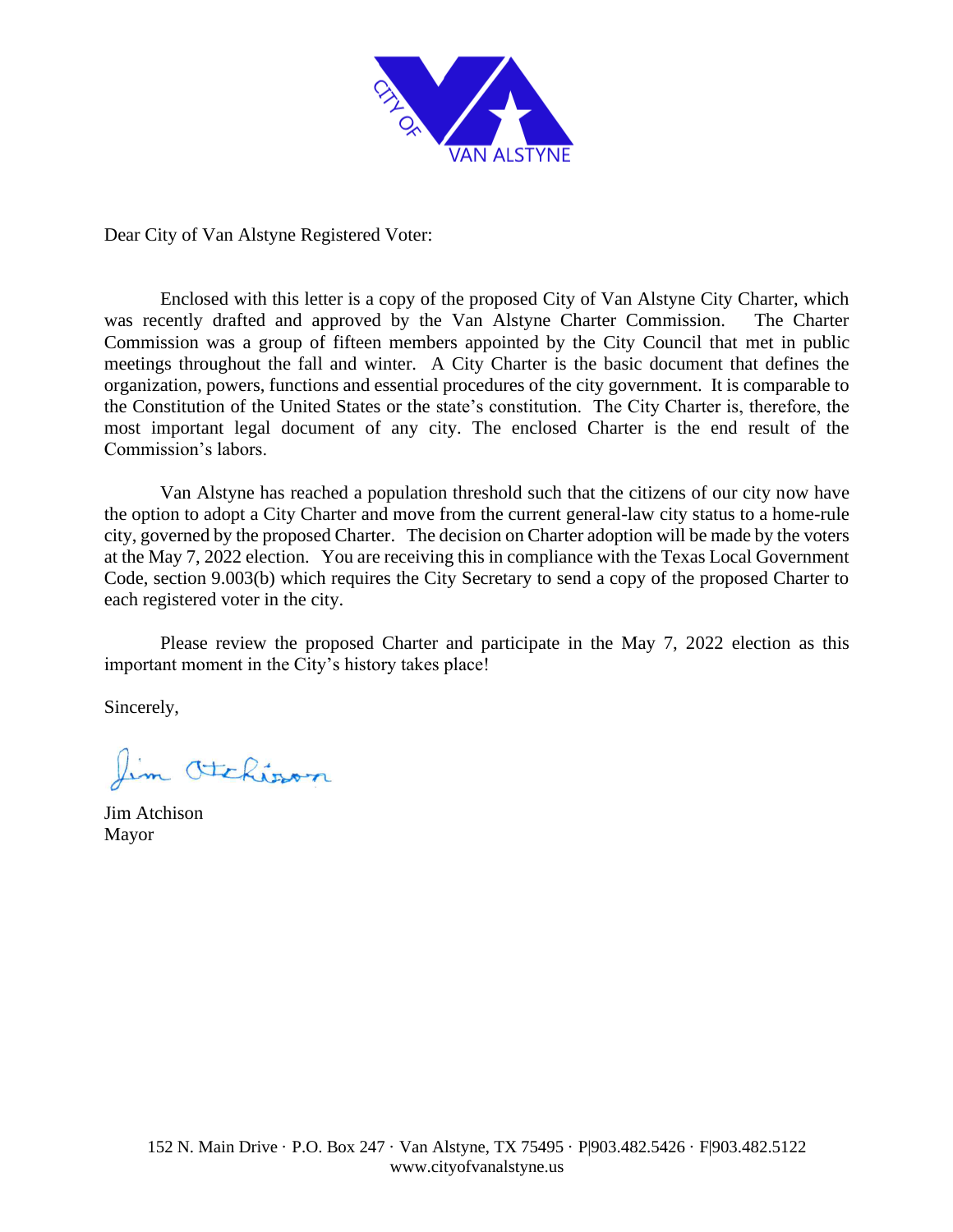CITY OF VAN ALSTYNE

Dear City of Van Alstyne Registered Voter:

Enclosed with this letter is a copy of the proposed City of Van Alstyne City Charter, which was recently drafted and approved by the Van Alstyne Charter Commission. The Charter Commission was a group of fifteen members appointed by the City Council that met in public meetings throughout the fall and winter. A City Charter is the basic document that defines the organization, powers, functions and essential procedures of the city government. It is comparable to the Constitution of the United States or the state's constitution. The City Charter is, therefore, the most important legal document of any city. The enclosed Charter is the end result of the Commission's labors.

Van Alstyne has reached a population threshold such that the citizens of our city now have the option to adopt a City Charter and move from the current general-law city status to a home-rule city, governed by the proposed Charter. The decision on Charter adoption will be made by the voters at the May 7, 2022 election. You are receiving this in compliance with the Texas Local Government Code, section 9.003(b) which requires the City Secretary to send a copy of the proposed Charter to each registered voter in the city.

Please review the proposed Charter and participate in the May 7, 2022 election as this important moment in the City's history takes place!

Sincerely,

Jim Atchison

Jim Atchison
Mayor

152 N. Main Drive · P.O. Box 247 · Van Alstyne, TX 75495 · P|903.482.5426 · F|903.482.5122
www.cityofvanalstyne.us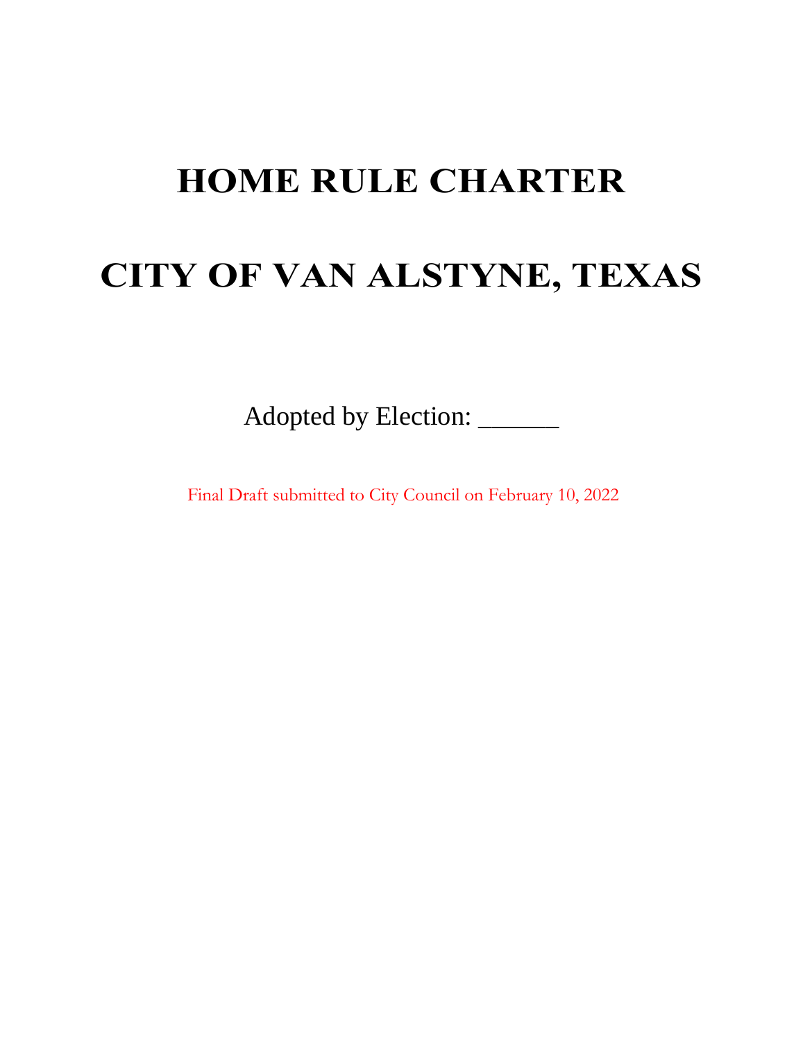# HOME RULE CHARTER

# CITY OF VAN ALSTYNE, TEXAS

Adopted by Election: ______

Final Draft submitted to City Council on February 10, 2022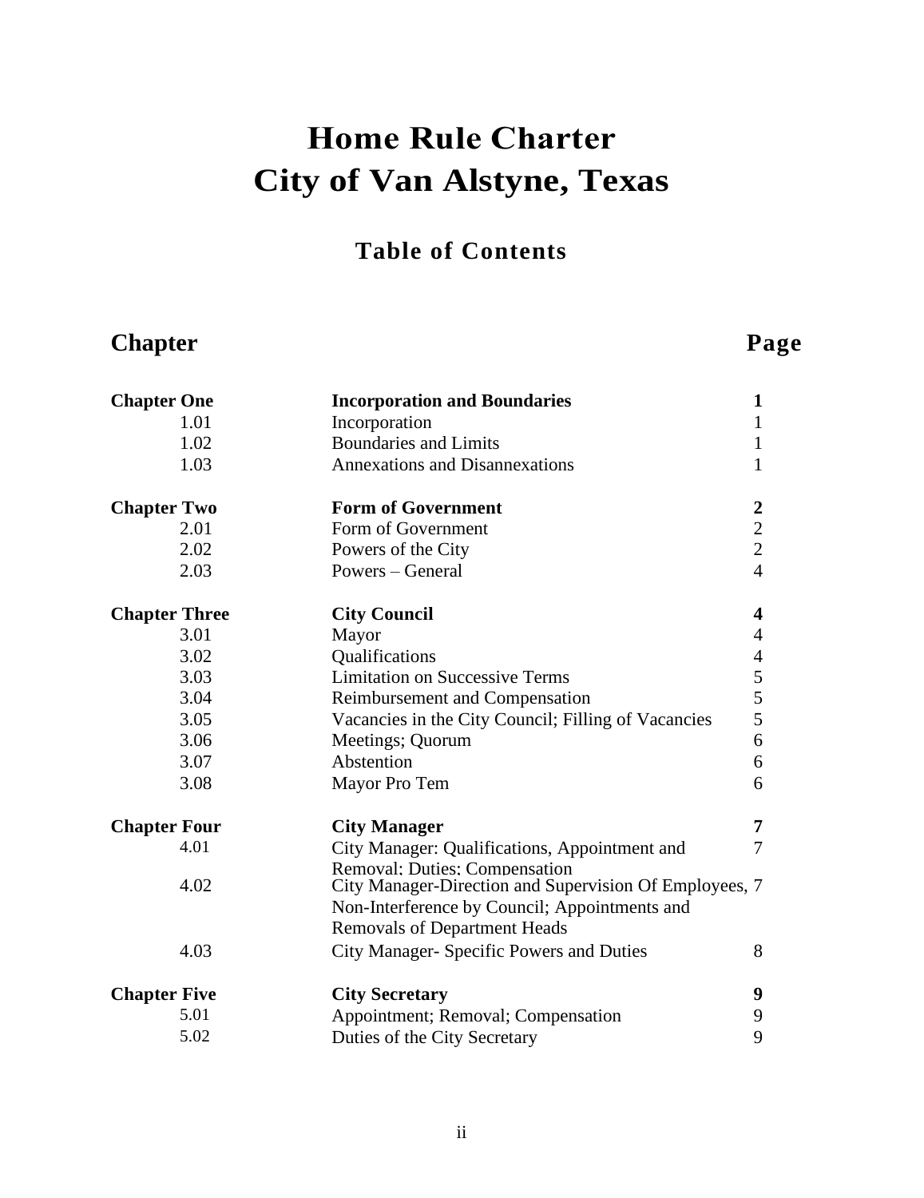# Home Rule Charter
# City of Van Alstyne, Texas

## Table of Contents

| Chapter | | Page |
|---|---|---|
| **Chapter One** | **Incorporation and Boundaries** | **1** |
| 1.01 | Incorporation | 1 |
| 1.02 | Boundaries and Limits | 1 |
| 1.03 | Annexations and Disannexations | 1 |
| **Chapter Two** | **Form of Government** | **2** |
| 2.01 | Form of Government | 2 |
| 2.02 | Powers of the City | 2 |
| 2.03 | Powers – General | 4 |
| **Chapter Three** | **City Council** | **4** |
| 3.01 | Mayor | 4 |
| 3.02 | Qualifications | 4 |
| 3.03 | Limitation on Successive Terms | 5 |
| 3.04 | Reimbursement and Compensation | 5 |
| 3.05 | Vacancies in the City Council; Filling of Vacancies | 5 |
| 3.06 | Meetings; Quorum | 6 |
| 3.07 | Abstention | 6 |
| 3.08 | Mayor Pro Tem | 6 |
| **Chapter Four** | **City Manager** | **7** |
| 4.01 | City Manager: Qualifications, Appointment and Removal; Duties; Compensation | 7 |
| 4.02 | City Manager-Direction and Supervision Of Employees, Non-Interference by Council; Appointments and Removals of Department Heads | 7 |
| 4.03 | City Manager- Specific Powers and Duties | 8 |
| **Chapter Five** | **City Secretary** | **9** |
| 5.01 | Appointment; Removal; Compensation | 9 |
| 5.02 | Duties of the City Secretary | 9 |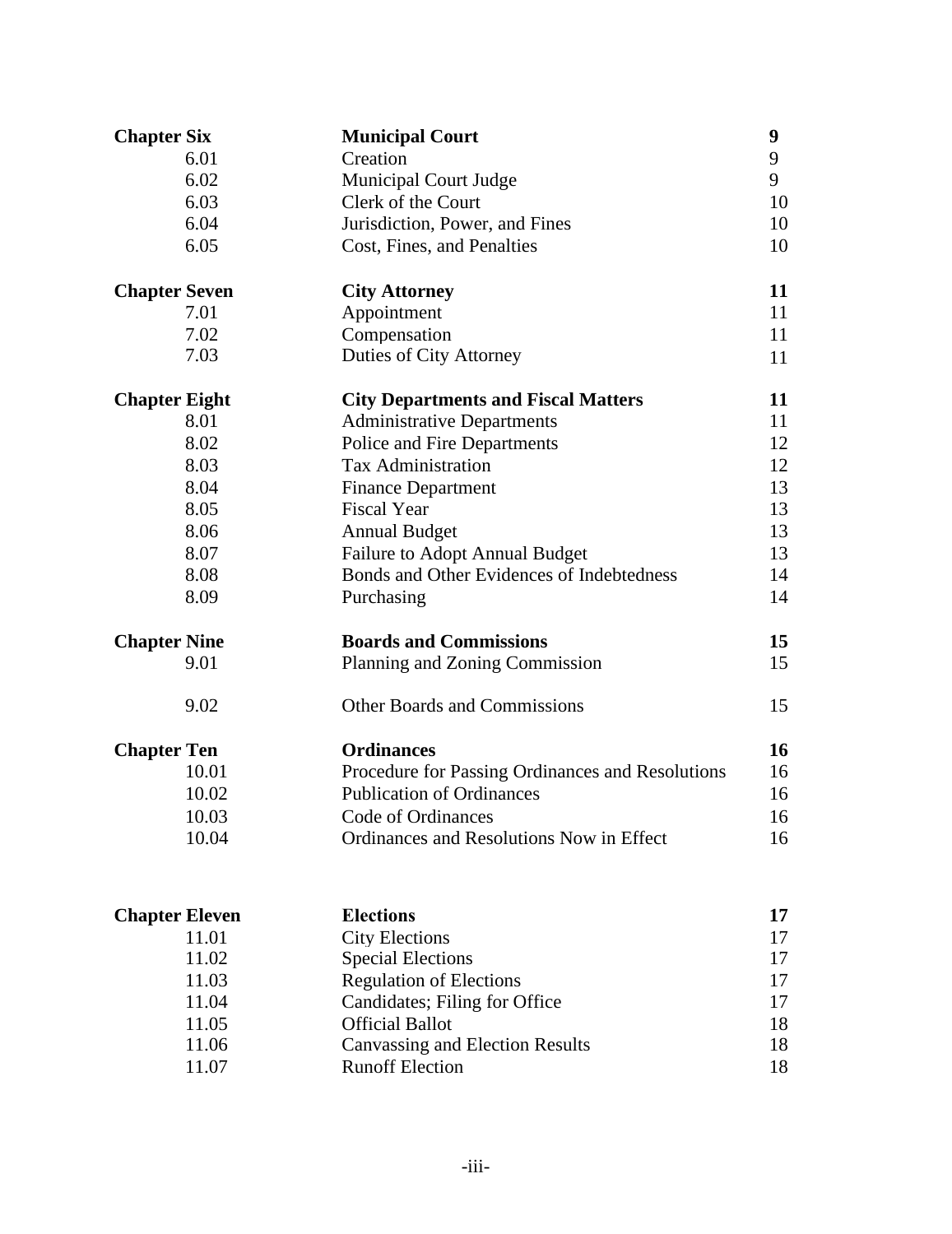| | | |
|---|---|---|
| **Chapter Six** | **Municipal Court** | **9** |
| 6.01 | Creation | 9 |
| 6.02 | Municipal Court Judge | 9 |
| 6.03 | Clerk of the Court | 10 |
| 6.04 | Jurisdiction, Power, and Fines | 10 |
| 6.05 | Cost, Fines, and Penalties | 10 |
| **Chapter Seven** | **City Attorney** | **11** |
| 7.01 | Appointment | 11 |
| 7.02 | Compensation | 11 |
| 7.03 | Duties of City Attorney | 11 |
| **Chapter Eight** | **City Departments and Fiscal Matters** | **11** |
| 8.01 | Administrative Departments | 11 |
| 8.02 | Police and Fire Departments | 12 |
| 8.03 | Tax Administration | 12 |
| 8.04 | Finance Department | 13 |
| 8.05 | Fiscal Year | 13 |
| 8.06 | Annual Budget | 13 |
| 8.07 | Failure to Adopt Annual Budget | 13 |
| 8.08 | Bonds and Other Evidences of Indebtedness | 14 |
| 8.09 | Purchasing | 14 |
| **Chapter Nine** | **Boards and Commissions** | **15** |
| 9.01 | Planning and Zoning Commission | 15 |
| 9.02 | Other Boards and Commissions | 15 |
| **Chapter Ten** | **Ordinances** | **16** |
| 10.01 | Procedure for Passing Ordinances and Resolutions | 16 |
| 10.02 | Publication of Ordinances | 16 |
| 10.03 | Code of Ordinances | 16 |
| 10.04 | Ordinances and Resolutions Now in Effect | 16 |
| **Chapter Eleven** | **Elections** | **17** |
| 11.01 | City Elections | 17 |
| 11.02 | Special Elections | 17 |
| 11.03 | Regulation of Elections | 17 |
| 11.04 | Candidates; Filing for Office | 17 |
| 11.05 | Official Ballot | 18 |
| 11.06 | Canvassing and Election Results | 18 |
| 11.07 | Runoff Election | 18 |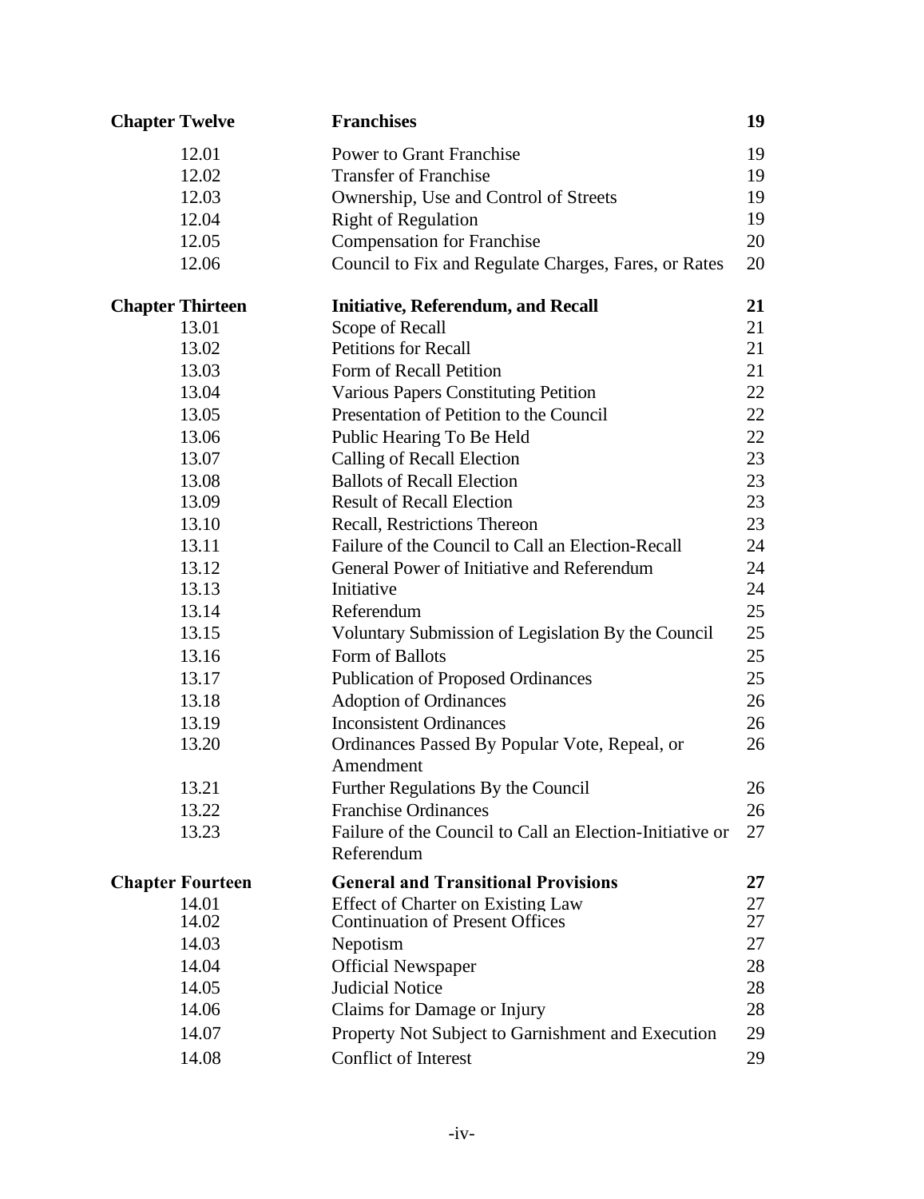| | | |
|---|---|---|
| **Chapter Twelve** | **Franchises** | **19** |
| 12.01 | Power to Grant Franchise | 19 |
| 12.02 | Transfer of Franchise | 19 |
| 12.03 | Ownership, Use and Control of Streets | 19 |
| 12.04 | Right of Regulation | 19 |
| 12.05 | Compensation for Franchise | 20 |
| 12.06 | Council to Fix and Regulate Charges, Fares, or Rates | 20 |
| **Chapter Thirteen** | **Initiative, Referendum, and Recall** | **21** |
| 13.01 | Scope of Recall | 21 |
| 13.02 | Petitions for Recall | 21 |
| 13.03 | Form of Recall Petition | 21 |
| 13.04 | Various Papers Constituting Petition | 22 |
| 13.05 | Presentation of Petition to the Council | 22 |
| 13.06 | Public Hearing To Be Held | 22 |
| 13.07 | Calling of Recall Election | 23 |
| 13.08 | Ballots of Recall Election | 23 |
| 13.09 | Result of Recall Election | 23 |
| 13.10 | Recall, Restrictions Thereon | 23 |
| 13.11 | Failure of the Council to Call an Election-Recall | 24 |
| 13.12 | General Power of Initiative and Referendum | 24 |
| 13.13 | Initiative | 24 |
| 13.14 | Referendum | 25 |
| 13.15 | Voluntary Submission of Legislation By the Council | 25 |
| 13.16 | Form of Ballots | 25 |
| 13.17 | Publication of Proposed Ordinances | 25 |
| 13.18 | Adoption of Ordinances | 26 |
| 13.19 | Inconsistent Ordinances | 26 |
| 13.20 | Ordinances Passed By Popular Vote, Repeal, or Amendment | 26 |
| 13.21 | Further Regulations By the Council | 26 |
| 13.22 | Franchise Ordinances | 26 |
| 13.23 | Failure of the Council to Call an Election-Initiative or Referendum | 27 |
| **Chapter Fourteen** | **General and Transitional Provisions** | **27** |
| 14.01 | Effect of Charter on Existing Law | 27 |
| 14.02 | Continuation of Present Offices | 27 |
| 14.03 | Nepotism | 27 |
| 14.04 | Official Newspaper | 28 |
| 14.05 | Judicial Notice | 28 |
| 14.06 | Claims for Damage or Injury | 28 |
| 14.07 | Property Not Subject to Garnishment and Execution | 29 |
| 14.08 | Conflict of Interest | 29 |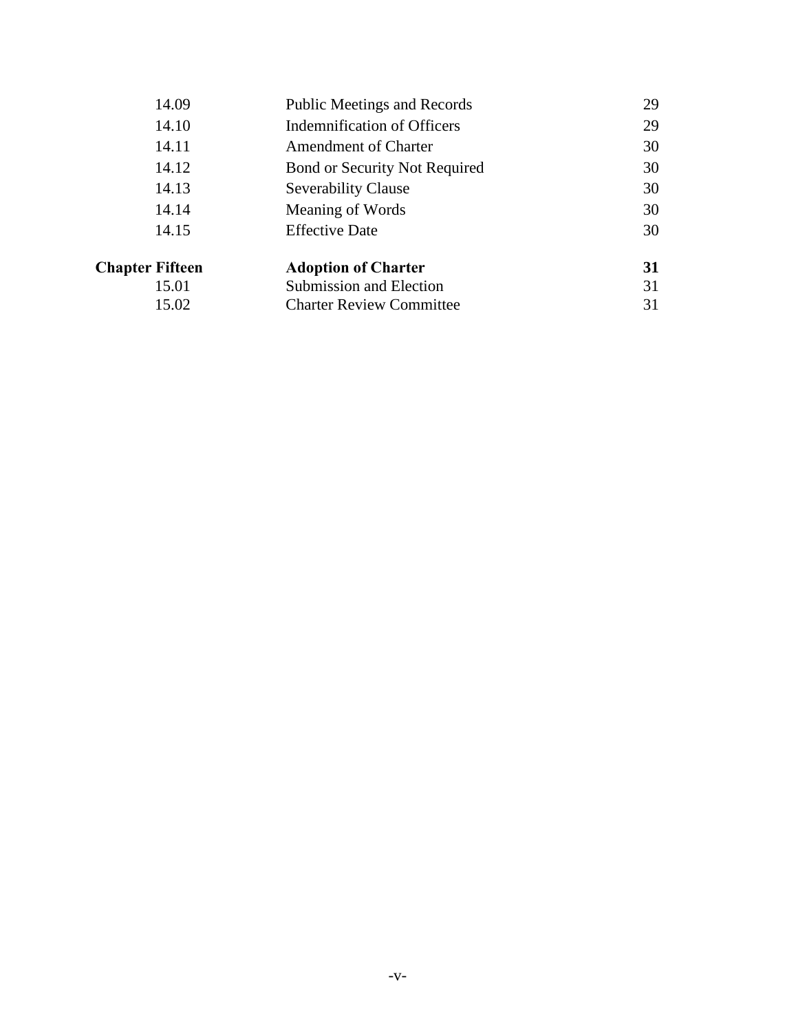| | | |
|---|---|---|
| 14.09 | Public Meetings and Records | 29 |
| 14.10 | Indemnification of Officers | 29 |
| 14.11 | Amendment of Charter | 30 |
| 14.12 | Bond or Security Not Required | 30 |
| 14.13 | Severability Clause | 30 |
| 14.14 | Meaning of Words | 30 |
| 14.15 | Effective Date | 30 |
| **Chapter Fifteen** | **Adoption of Charter** | **31** |
| 15.01 | Submission and Election | 31 |
| 15.02 | Charter Review Committee | 31 |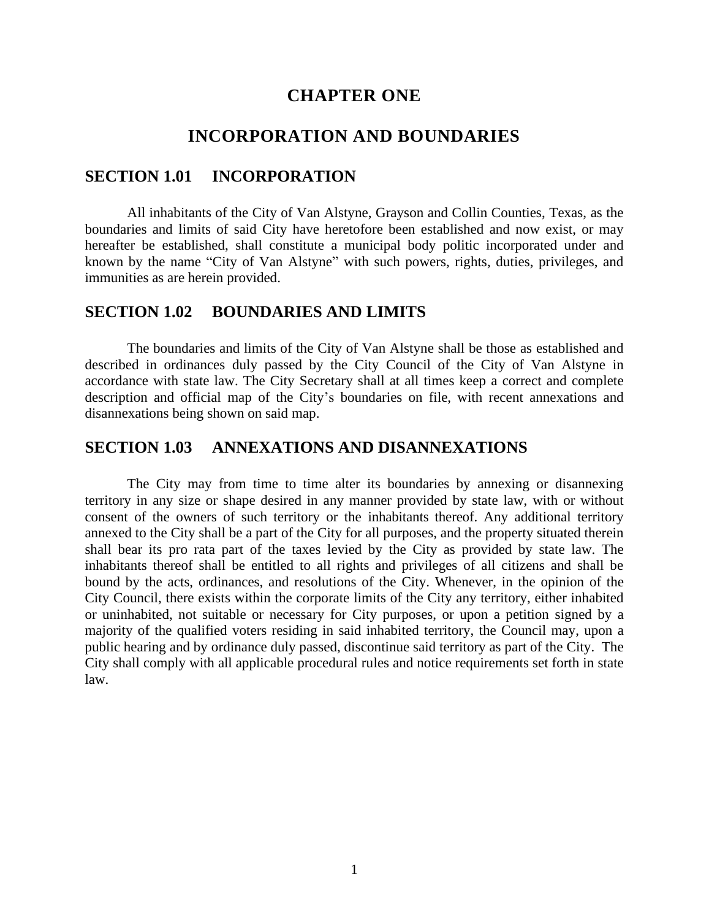# CHAPTER ONE

# INCORPORATION AND BOUNDARIES

## SECTION 1.01 INCORPORATION

All inhabitants of the City of Van Alstyne, Grayson and Collin Counties, Texas, as the boundaries and limits of said City have heretofore been established and now exist, or may hereafter be established, shall constitute a municipal body politic incorporated under and known by the name "City of Van Alstyne" with such powers, rights, duties, privileges, and immunities as are herein provided.

## SECTION 1.02 BOUNDARIES AND LIMITS

The boundaries and limits of the City of Van Alstyne shall be those as established and described in ordinances duly passed by the City Council of the City of Van Alstyne in accordance with state law. The City Secretary shall at all times keep a correct and complete description and official map of the City's boundaries on file, with recent annexations and disannexations being shown on said map.

## SECTION 1.03 ANNEXATIONS AND DISANNEXATIONS

The City may from time to time alter its boundaries by annexing or disannexing territory in any size or shape desired in any manner provided by state law, with or without consent of the owners of such territory or the inhabitants thereof. Any additional territory annexed to the City shall be a part of the City for all purposes, and the property situated therein shall bear its pro rata part of the taxes levied by the City as provided by state law. The inhabitants thereof shall be entitled to all rights and privileges of all citizens and shall be bound by the acts, ordinances, and resolutions of the City. Whenever, in the opinion of the City Council, there exists within the corporate limits of the City any territory, either inhabited or uninhabited, not suitable or necessary for City purposes, or upon a petition signed by a majority of the qualified voters residing in said inhabited territory, the Council may, upon a public hearing and by ordinance duly passed, discontinue said territory as part of the City. The City shall comply with all applicable procedural rules and notice requirements set forth in state law.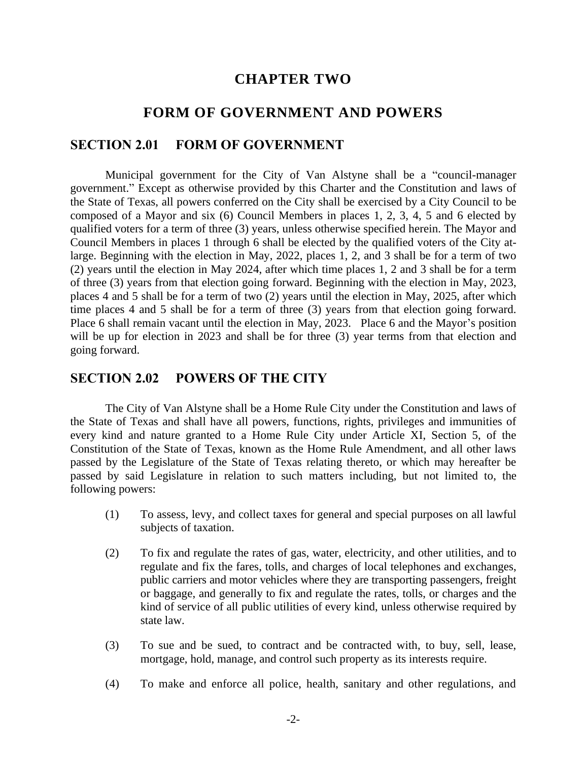# CHAPTER TWO

# FORM OF GOVERNMENT AND POWERS

## SECTION 2.01 FORM OF GOVERNMENT

Municipal government for the City of Van Alstyne shall be a "council-manager government." Except as otherwise provided by this Charter and the Constitution and laws of the State of Texas, all powers conferred on the City shall be exercised by a City Council to be composed of a Mayor and six (6) Council Members in places 1, 2, 3, 4, 5 and 6 elected by qualified voters for a term of three (3) years, unless otherwise specified herein. The Mayor and Council Members in places 1 through 6 shall be elected by the qualified voters of the City at-large. Beginning with the election in May, 2022, places 1, 2, and 3 shall be for a term of two (2) years until the election in May 2024, after which time places 1, 2 and 3 shall be for a term of three (3) years from that election going forward. Beginning with the election in May, 2023, places 4 and 5 shall be for a term of two (2) years until the election in May, 2025, after which time places 4 and 5 shall be for a term of three (3) years from that election going forward. Place 6 shall remain vacant until the election in May, 2023. Place 6 and the Mayor's position will be up for election in 2023 and shall be for three (3) year terms from that election and going forward.

## SECTION 2.02 POWERS OF THE CITY

The City of Van Alstyne shall be a Home Rule City under the Constitution and laws of the State of Texas and shall have all powers, functions, rights, privileges and immunities of every kind and nature granted to a Home Rule City under Article XI, Section 5, of the Constitution of the State of Texas, known as the Home Rule Amendment, and all other laws passed by the Legislature of the State of Texas relating thereto, or which may hereafter be passed by said Legislature in relation to such matters including, but not limited to, the following powers:

(1) To assess, levy, and collect taxes for general and special purposes on all lawful subjects of taxation.

(2) To fix and regulate the rates of gas, water, electricity, and other utilities, and to regulate and fix the fares, tolls, and charges of local telephones and exchanges, public carriers and motor vehicles where they are transporting passengers, freight or baggage, and generally to fix and regulate the rates, tolls, or charges and the kind of service of all public utilities of every kind, unless otherwise required by state law.

(3) To sue and be sued, to contract and be contracted with, to buy, sell, lease, mortgage, hold, manage, and control such property as its interests require.

(4) To make and enforce all police, health, sanitary and other regulations, and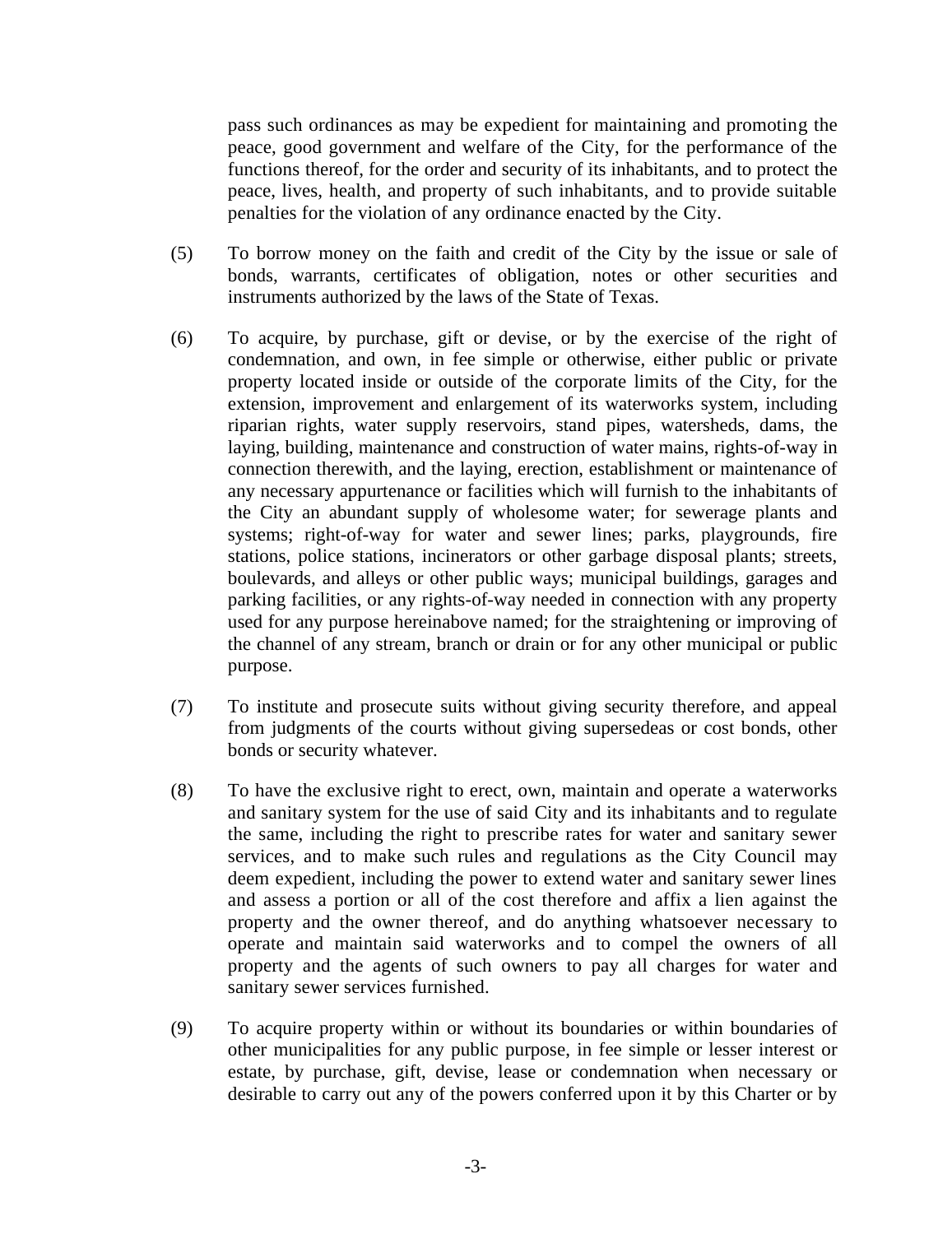pass such ordinances as may be expedient for maintaining and promoting the peace, good government and welfare of the City, for the performance of the functions thereof, for the order and security of its inhabitants, and to protect the peace, lives, health, and property of such inhabitants, and to provide suitable penalties for the violation of any ordinance enacted by the City.

(5) To borrow money on the faith and credit of the City by the issue or sale of bonds, warrants, certificates of obligation, notes or other securities and instruments authorized by the laws of the State of Texas.

(6) To acquire, by purchase, gift or devise, or by the exercise of the right of condemnation, and own, in fee simple or otherwise, either public or private property located inside or outside of the corporate limits of the City, for the extension, improvement and enlargement of its waterworks system, including riparian rights, water supply reservoirs, stand pipes, watersheds, dams, the laying, building, maintenance and construction of water mains, rights-of-way in connection therewith, and the laying, erection, establishment or maintenance of any necessary appurtenance or facilities which will furnish to the inhabitants of the City an abundant supply of wholesome water; for sewerage plants and systems; right-of-way for water and sewer lines; parks, playgrounds, fire stations, police stations, incinerators or other garbage disposal plants; streets, boulevards, and alleys or other public ways; municipal buildings, garages and parking facilities, or any rights-of-way needed in connection with any property used for any purpose hereinabove named; for the straightening or improving of the channel of any stream, branch or drain or for any other municipal or public purpose.

(7) To institute and prosecute suits without giving security therefore, and appeal from judgments of the courts without giving supersedeas or cost bonds, other bonds or security whatever.

(8) To have the exclusive right to erect, own, maintain and operate a waterworks and sanitary system for the use of said City and its inhabitants and to regulate the same, including the right to prescribe rates for water and sanitary sewer services, and to make such rules and regulations as the City Council may deem expedient, including the power to extend water and sanitary sewer lines and assess a portion or all of the cost therefore and affix a lien against the property and the owner thereof, and do anything whatsoever necessary to operate and maintain said waterworks and to compel the owners of all property and the agents of such owners to pay all charges for water and sanitary sewer services furnished.

(9) To acquire property within or without its boundaries or within boundaries of other municipalities for any public purpose, in fee simple or lesser interest or estate, by purchase, gift, devise, lease or condemnation when necessary or desirable to carry out any of the powers conferred upon it by this Charter or by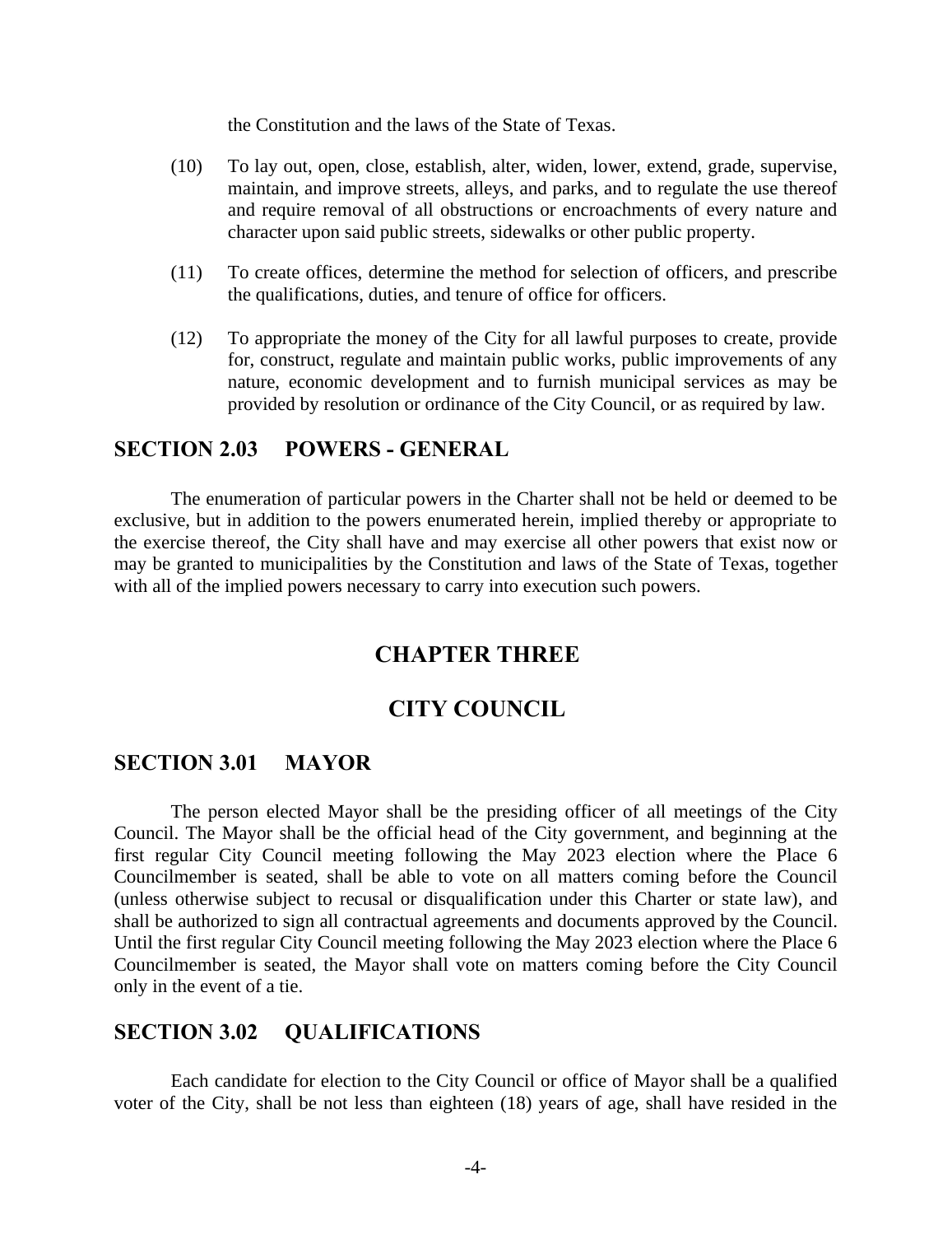the Constitution and the laws of the State of Texas.

(10) To lay out, open, close, establish, alter, widen, lower, extend, grade, supervise, maintain, and improve streets, alleys, and parks, and to regulate the use thereof and require removal of all obstructions or encroachments of every nature and character upon said public streets, sidewalks or other public property.

(11) To create offices, determine the method for selection of officers, and prescribe the qualifications, duties, and tenure of office for officers.

(12) To appropriate the money of the City for all lawful purposes to create, provide for, construct, regulate and maintain public works, public improvements of any nature, economic development and to furnish municipal services as may be provided by resolution or ordinance of the City Council, or as required by law.

## SECTION 2.03 POWERS - GENERAL

The enumeration of particular powers in the Charter shall not be held or deemed to be exclusive, but in addition to the powers enumerated herein, implied thereby or appropriate to the exercise thereof, the City shall have and may exercise all other powers that exist now or may be granted to municipalities by the Constitution and laws of the State of Texas, together with all of the implied powers necessary to carry into execution such powers.

# CHAPTER THREE

# CITY COUNCIL

## SECTION 3.01 MAYOR

The person elected Mayor shall be the presiding officer of all meetings of the City Council. The Mayor shall be the official head of the City government, and beginning at the first regular City Council meeting following the May 2023 election where the Place 6 Councilmember is seated, shall be able to vote on all matters coming before the Council (unless otherwise subject to recusal or disqualification under this Charter or state law), and shall be authorized to sign all contractual agreements and documents approved by the Council. Until the first regular City Council meeting following the May 2023 election where the Place 6 Councilmember is seated, the Mayor shall vote on matters coming before the City Council only in the event of a tie.

## SECTION 3.02 QUALIFICATIONS

Each candidate for election to the City Council or office of Mayor shall be a qualified voter of the City, shall be not less than eighteen (18) years of age, shall have resided in the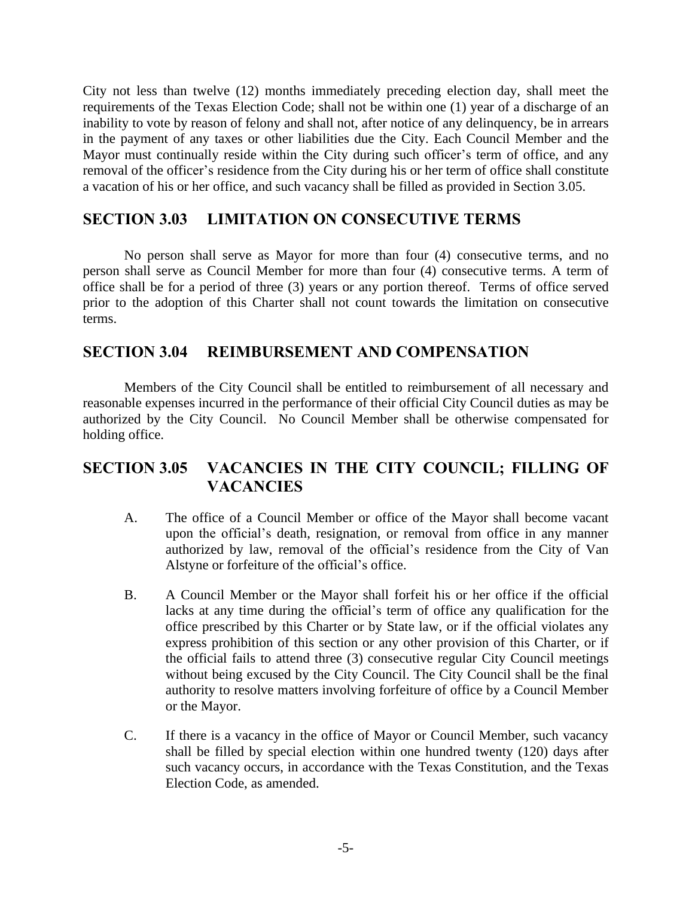City not less than twelve (12) months immediately preceding election day, shall meet the requirements of the Texas Election Code; shall not be within one (1) year of a discharge of an inability to vote by reason of felony and shall not, after notice of any delinquency, be in arrears in the payment of any taxes or other liabilities due the City. Each Council Member and the Mayor must continually reside within the City during such officer's term of office, and any removal of the officer's residence from the City during his or her term of office shall constitute a vacation of his or her office, and such vacancy shall be filled as provided in Section 3.05.

## SECTION 3.03 LIMITATION ON CONSECUTIVE TERMS

No person shall serve as Mayor for more than four (4) consecutive terms, and no person shall serve as Council Member for more than four (4) consecutive terms. A term of office shall be for a period of three (3) years or any portion thereof. Terms of office served prior to the adoption of this Charter shall not count towards the limitation on consecutive terms.

## SECTION 3.04 REIMBURSEMENT AND COMPENSATION

Members of the City Council shall be entitled to reimbursement of all necessary and reasonable expenses incurred in the performance of their official City Council duties as may be authorized by the City Council. No Council Member shall be otherwise compensated for holding office.

## SECTION 3.05 VACANCIES IN THE CITY COUNCIL; FILLING OF VACANCIES

A. The office of a Council Member or office of the Mayor shall become vacant upon the official's death, resignation, or removal from office in any manner authorized by law, removal of the official's residence from the City of Van Alstyne or forfeiture of the official's office.

B. A Council Member or the Mayor shall forfeit his or her office if the official lacks at any time during the official's term of office any qualification for the office prescribed by this Charter or by State law, or if the official violates any express prohibition of this section or any other provision of this Charter, or if the official fails to attend three (3) consecutive regular City Council meetings without being excused by the City Council. The City Council shall be the final authority to resolve matters involving forfeiture of office by a Council Member or the Mayor.

C. If there is a vacancy in the office of Mayor or Council Member, such vacancy shall be filled by special election within one hundred twenty (120) days after such vacancy occurs, in accordance with the Texas Constitution, and the Texas Election Code, as amended.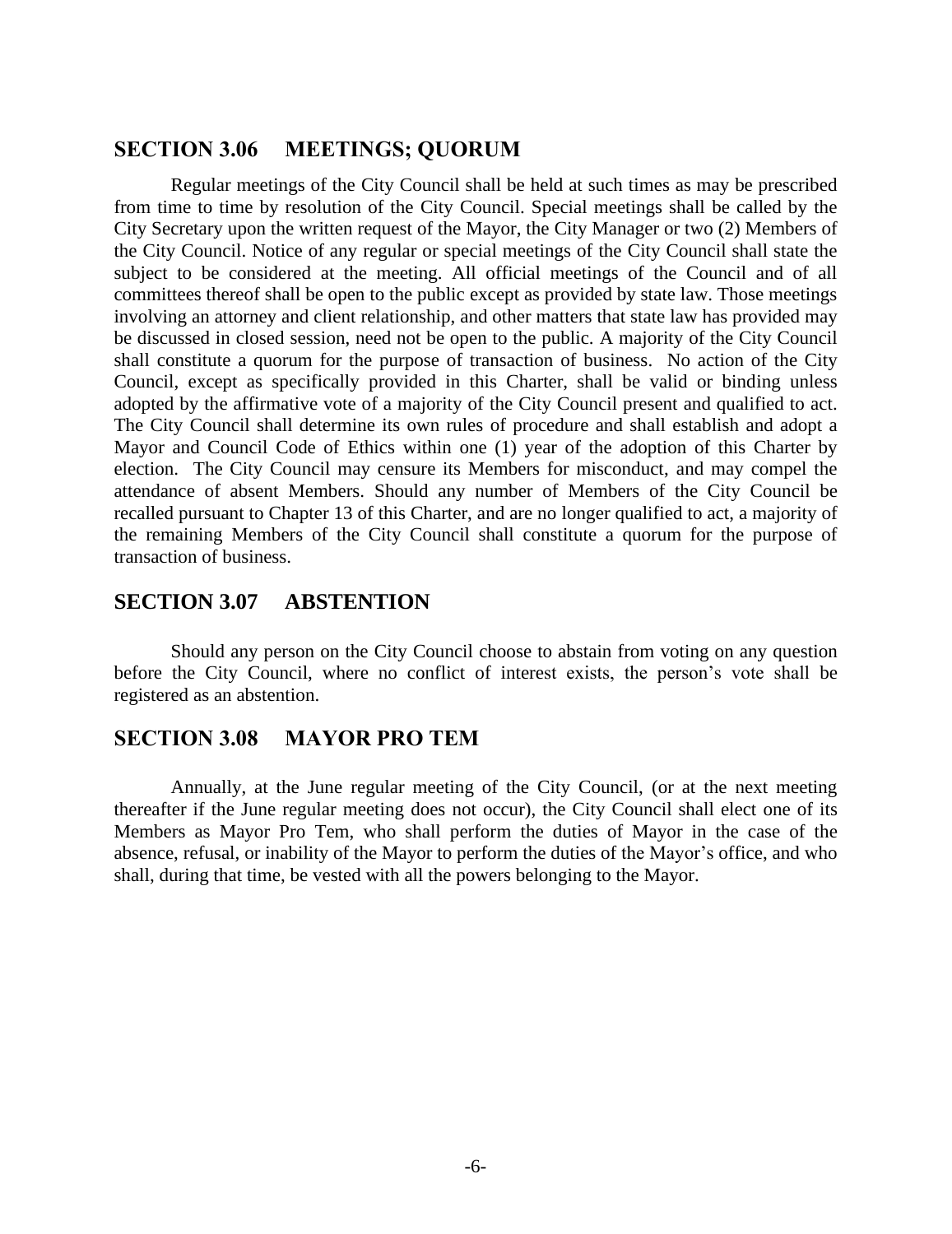## SECTION 3.06 MEETINGS; QUORUM

Regular meetings of the City Council shall be held at such times as may be prescribed from time to time by resolution of the City Council. Special meetings shall be called by the City Secretary upon the written request of the Mayor, the City Manager or two (2) Members of the City Council. Notice of any regular or special meetings of the City Council shall state the subject to be considered at the meeting. All official meetings of the Council and of all committees thereof shall be open to the public except as provided by state law. Those meetings involving an attorney and client relationship, and other matters that state law has provided may be discussed in closed session, need not be open to the public. A majority of the City Council shall constitute a quorum for the purpose of transaction of business. No action of the City Council, except as specifically provided in this Charter, shall be valid or binding unless adopted by the affirmative vote of a majority of the City Council present and qualified to act. The City Council shall determine its own rules of procedure and shall establish and adopt a Mayor and Council Code of Ethics within one (1) year of the adoption of this Charter by election. The City Council may censure its Members for misconduct, and may compel the attendance of absent Members. Should any number of Members of the City Council be recalled pursuant to Chapter 13 of this Charter, and are no longer qualified to act, a majority of the remaining Members of the City Council shall constitute a quorum for the purpose of transaction of business.

## SECTION 3.07 ABSTENTION

Should any person on the City Council choose to abstain from voting on any question before the City Council, where no conflict of interest exists, the person's vote shall be registered as an abstention.

## SECTION 3.08 MAYOR PRO TEM

Annually, at the June regular meeting of the City Council, (or at the next meeting thereafter if the June regular meeting does not occur), the City Council shall elect one of its Members as Mayor Pro Tem, who shall perform the duties of Mayor in the case of the absence, refusal, or inability of the Mayor to perform the duties of the Mayor's office, and who shall, during that time, be vested with all the powers belonging to the Mayor.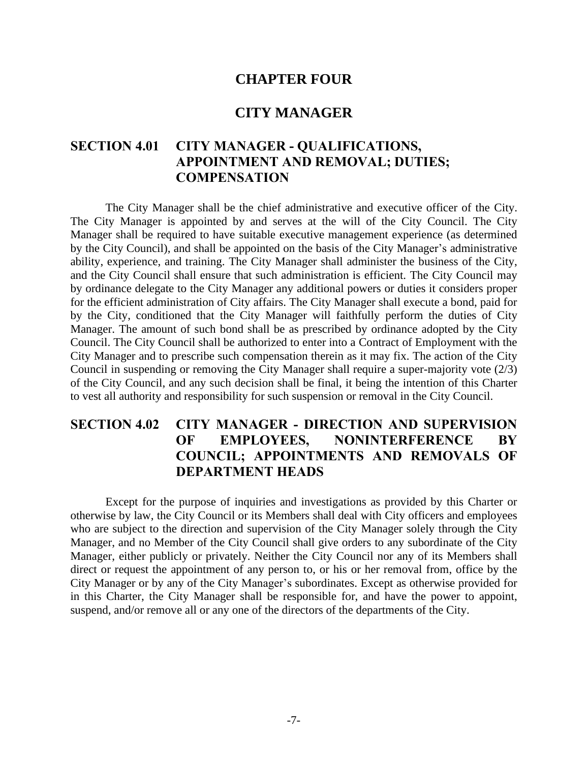# CHAPTER FOUR

# CITY MANAGER

## SECTION 4.01 CITY MANAGER - QUALIFICATIONS, APPOINTMENT AND REMOVAL; DUTIES; COMPENSATION

The City Manager shall be the chief administrative and executive officer of the City. The City Manager is appointed by and serves at the will of the City Council. The City Manager shall be required to have suitable executive management experience (as determined by the City Council), and shall be appointed on the basis of the City Manager's administrative ability, experience, and training. The City Manager shall administer the business of the City, and the City Council shall ensure that such administration is efficient. The City Council may by ordinance delegate to the City Manager any additional powers or duties it considers proper for the efficient administration of City affairs. The City Manager shall execute a bond, paid for by the City, conditioned that the City Manager will faithfully perform the duties of City Manager. The amount of such bond shall be as prescribed by ordinance adopted by the City Council. The City Council shall be authorized to enter into a Contract of Employment with the City Manager and to prescribe such compensation therein as it may fix. The action of the City Council in suspending or removing the City Manager shall require a super-majority vote (2/3) of the City Council, and any such decision shall be final, it being the intention of this Charter to vest all authority and responsibility for such suspension or removal in the City Council.

## SECTION 4.02 CITY MANAGER - DIRECTION AND SUPERVISION OF EMPLOYEES, NONINTERFERENCE BY COUNCIL; APPOINTMENTS AND REMOVALS OF DEPARTMENT HEADS

Except for the purpose of inquiries and investigations as provided by this Charter or otherwise by law, the City Council or its Members shall deal with City officers and employees who are subject to the direction and supervision of the City Manager solely through the City Manager, and no Member of the City Council shall give orders to any subordinate of the City Manager, either publicly or privately. Neither the City Council nor any of its Members shall direct or request the appointment of any person to, or his or her removal from, office by the City Manager or by any of the City Manager's subordinates. Except as otherwise provided for in this Charter, the City Manager shall be responsible for, and have the power to appoint, suspend, and/or remove all or any one of the directors of the departments of the City.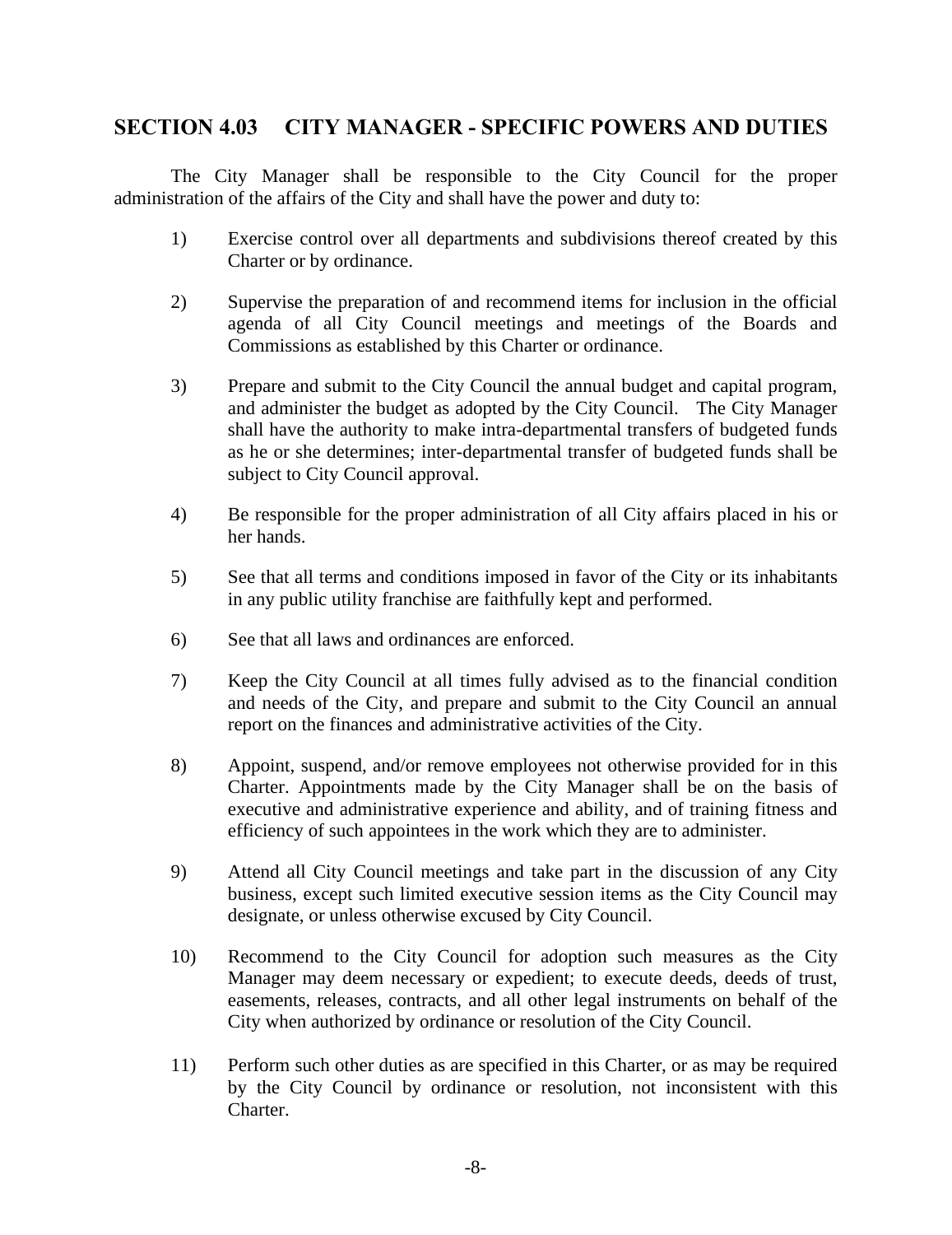## SECTION 4.03 CITY MANAGER - SPECIFIC POWERS AND DUTIES

The City Manager shall be responsible to the City Council for the proper administration of the affairs of the City and shall have the power and duty to:

1) Exercise control over all departments and subdivisions thereof created by this Charter or by ordinance.

2) Supervise the preparation of and recommend items for inclusion in the official agenda of all City Council meetings and meetings of the Boards and Commissions as established by this Charter or ordinance.

3) Prepare and submit to the City Council the annual budget and capital program, and administer the budget as adopted by the City Council. The City Manager shall have the authority to make intra-departmental transfers of budgeted funds as he or she determines; inter-departmental transfer of budgeted funds shall be subject to City Council approval.

4) Be responsible for the proper administration of all City affairs placed in his or her hands.

5) See that all terms and conditions imposed in favor of the City or its inhabitants in any public utility franchise are faithfully kept and performed.

6) See that all laws and ordinances are enforced.

7) Keep the City Council at all times fully advised as to the financial condition and needs of the City, and prepare and submit to the City Council an annual report on the finances and administrative activities of the City.

8) Appoint, suspend, and/or remove employees not otherwise provided for in this Charter. Appointments made by the City Manager shall be on the basis of executive and administrative experience and ability, and of training fitness and efficiency of such appointees in the work which they are to administer.

9) Attend all City Council meetings and take part in the discussion of any City business, except such limited executive session items as the City Council may designate, or unless otherwise excused by City Council.

10) Recommend to the City Council for adoption such measures as the City Manager may deem necessary or expedient; to execute deeds, deeds of trust, easements, releases, contracts, and all other legal instruments on behalf of the City when authorized by ordinance or resolution of the City Council.

11) Perform such other duties as are specified in this Charter, or as may be required by the City Council by ordinance or resolution, not inconsistent with this Charter.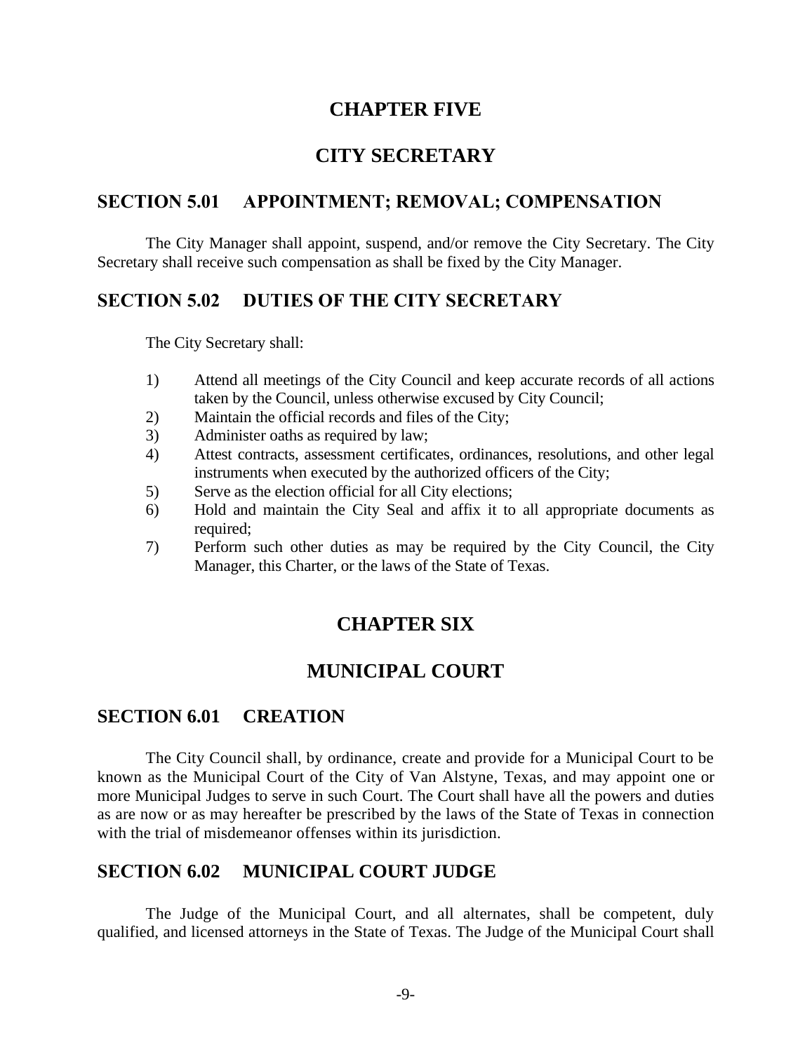# CHAPTER FIVE

# CITY SECRETARY

## SECTION 5.01 APPOINTMENT; REMOVAL; COMPENSATION

The City Manager shall appoint, suspend, and/or remove the City Secretary. The City Secretary shall receive such compensation as shall be fixed by the City Manager.

## SECTION 5.02 DUTIES OF THE CITY SECRETARY

The City Secretary shall:

1) Attend all meetings of the City Council and keep accurate records of all actions taken by the Council, unless otherwise excused by City Council;
2) Maintain the official records and files of the City;
3) Administer oaths as required by law;
4) Attest contracts, assessment certificates, ordinances, resolutions, and other legal instruments when executed by the authorized officers of the City;
5) Serve as the election official for all City elections;
6) Hold and maintain the City Seal and affix it to all appropriate documents as required;
7) Perform such other duties as may be required by the City Council, the City Manager, this Charter, or the laws of the State of Texas.

# CHAPTER SIX

# MUNICIPAL COURT

## SECTION 6.01 CREATION

The City Council shall, by ordinance, create and provide for a Municipal Court to be known as the Municipal Court of the City of Van Alstyne, Texas, and may appoint one or more Municipal Judges to serve in such Court. The Court shall have all the powers and duties as are now or as may hereafter be prescribed by the laws of the State of Texas in connection with the trial of misdemeanor offenses within its jurisdiction.

## SECTION 6.02 MUNICIPAL COURT JUDGE

The Judge of the Municipal Court, and all alternates, shall be competent, duly qualified, and licensed attorneys in the State of Texas. The Judge of the Municipal Court shall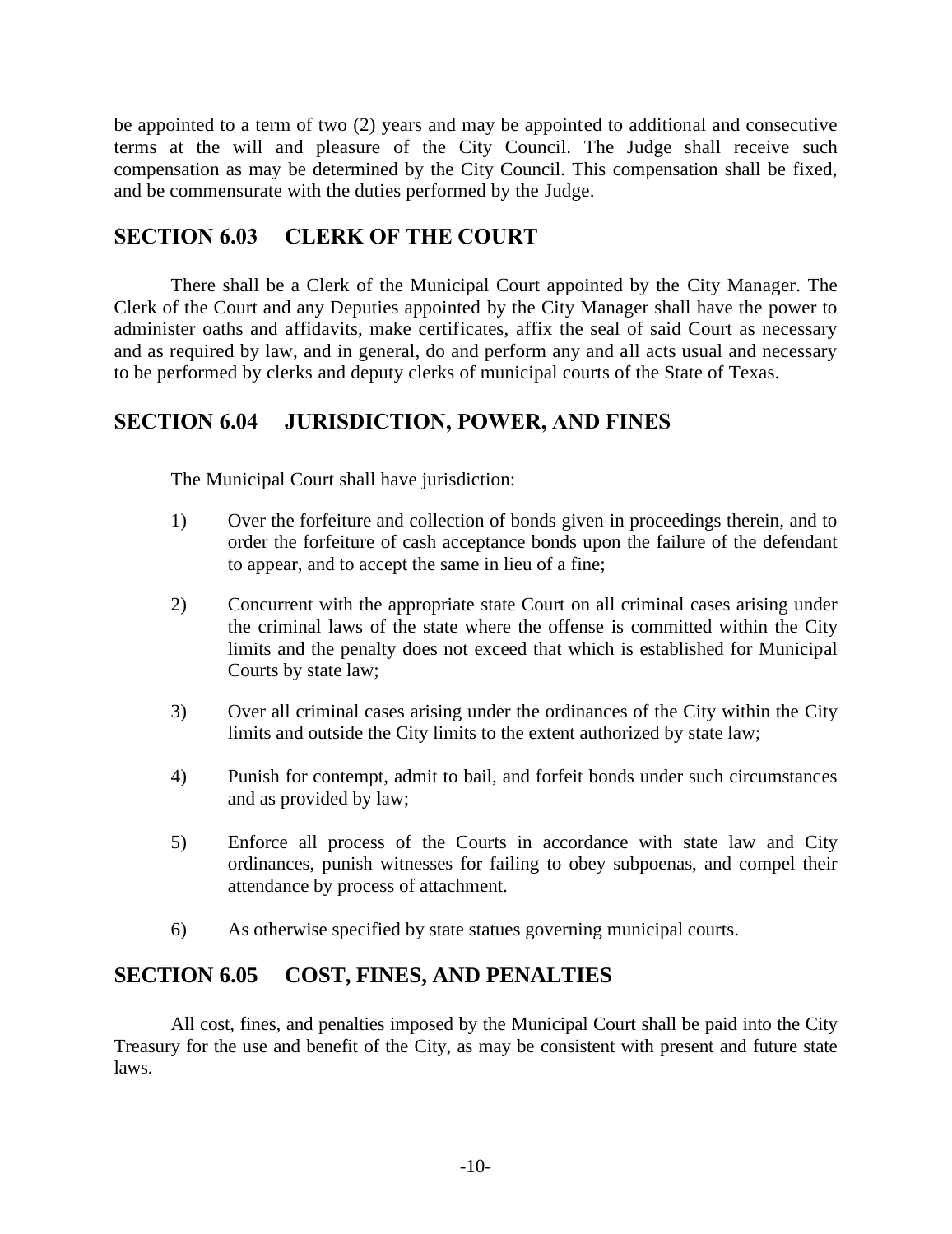be appointed to a term of two (2) years and may be appointed to additional and consecutive terms at the will and pleasure of the City Council. The Judge shall receive such compensation as may be determined by the City Council. This compensation shall be fixed, and be commensurate with the duties performed by the Judge.

## SECTION 6.03 CLERK OF THE COURT

There shall be a Clerk of the Municipal Court appointed by the City Manager. The Clerk of the Court and any Deputies appointed by the City Manager shall have the power to administer oaths and affidavits, make certificates, affix the seal of said Court as necessary and as required by law, and in general, do and perform any and all acts usual and necessary to be performed by clerks and deputy clerks of municipal courts of the State of Texas.

## SECTION 6.04 JURISDICTION, POWER, AND FINES

The Municipal Court shall have jurisdiction:

1) Over the forfeiture and collection of bonds given in proceedings therein, and to order the forfeiture of cash acceptance bonds upon the failure of the defendant to appear, and to accept the same in lieu of a fine;

2) Concurrent with the appropriate state Court on all criminal cases arising under the criminal laws of the state where the offense is committed within the City limits and the penalty does not exceed that which is established for Municipal Courts by state law;

3) Over all criminal cases arising under the ordinances of the City within the City limits and outside the City limits to the extent authorized by state law;

4) Punish for contempt, admit to bail, and forfeit bonds under such circumstances and as provided by law;

5) Enforce all process of the Courts in accordance with state law and City ordinances, punish witnesses for failing to obey subpoenas, and compel their attendance by process of attachment.

6) As otherwise specified by state statues governing municipal courts.

## SECTION 6.05 COST, FINES, AND PENALTIES

All cost, fines, and penalties imposed by the Municipal Court shall be paid into the City Treasury for the use and benefit of the City, as may be consistent with present and future state laws.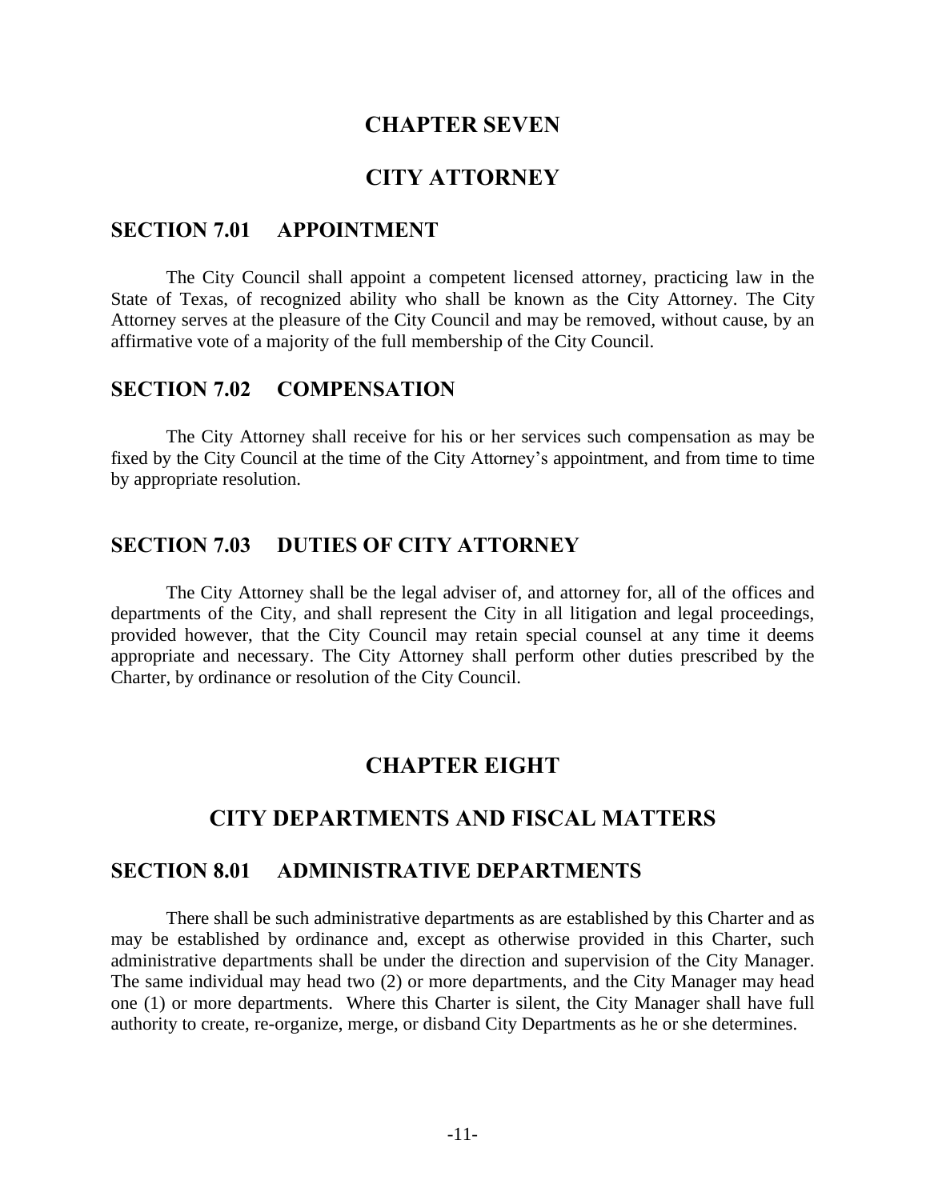# CHAPTER SEVEN

# CITY ATTORNEY

## SECTION 7.01 APPOINTMENT

The City Council shall appoint a competent licensed attorney, practicing law in the State of Texas, of recognized ability who shall be known as the City Attorney. The City Attorney serves at the pleasure of the City Council and may be removed, without cause, by an affirmative vote of a majority of the full membership of the City Council.

## SECTION 7.02 COMPENSATION

The City Attorney shall receive for his or her services such compensation as may be fixed by the City Council at the time of the City Attorney's appointment, and from time to time by appropriate resolution.

## SECTION 7.03 DUTIES OF CITY ATTORNEY

The City Attorney shall be the legal adviser of, and attorney for, all of the offices and departments of the City, and shall represent the City in all litigation and legal proceedings, provided however, that the City Council may retain special counsel at any time it deems appropriate and necessary. The City Attorney shall perform other duties prescribed by the Charter, by ordinance or resolution of the City Council.

# CHAPTER EIGHT

# CITY DEPARTMENTS AND FISCAL MATTERS

## SECTION 8.01 ADMINISTRATIVE DEPARTMENTS

There shall be such administrative departments as are established by this Charter and as may be established by ordinance and, except as otherwise provided in this Charter, such administrative departments shall be under the direction and supervision of the City Manager. The same individual may head two (2) or more departments, and the City Manager may head one (1) or more departments. Where this Charter is silent, the City Manager shall have full authority to create, re-organize, merge, or disband City Departments as he or she determines.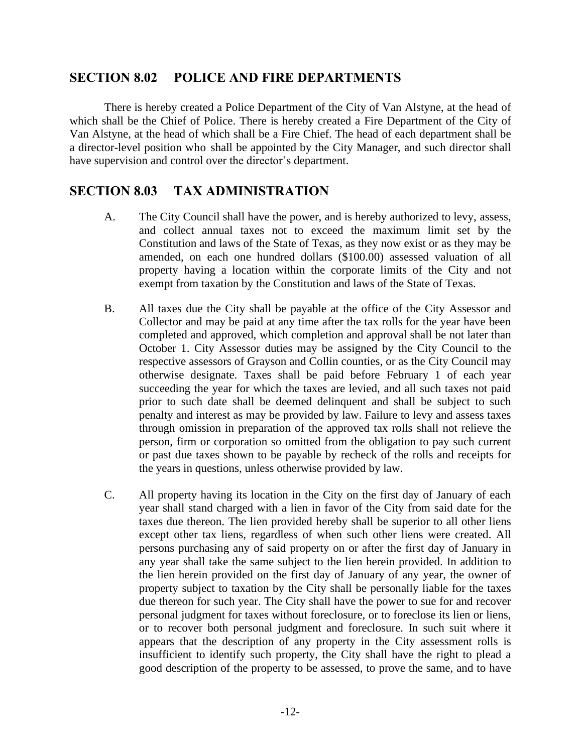## SECTION 8.02 POLICE AND FIRE DEPARTMENTS

There is hereby created a Police Department of the City of Van Alstyne, at the head of which shall be the Chief of Police. There is hereby created a Fire Department of the City of Van Alstyne, at the head of which shall be a Fire Chief. The head of each department shall be a director-level position who shall be appointed by the City Manager, and such director shall have supervision and control over the director's department.

## SECTION 8.03 TAX ADMINISTRATION

A. The City Council shall have the power, and is hereby authorized to levy, assess, and collect annual taxes not to exceed the maximum limit set by the Constitution and laws of the State of Texas, as they now exist or as they may be amended, on each one hundred dollars ($100.00) assessed valuation of all property having a location within the corporate limits of the City and not exempt from taxation by the Constitution and laws of the State of Texas.

B. All taxes due the City shall be payable at the office of the City Assessor and Collector and may be paid at any time after the tax rolls for the year have been completed and approved, which completion and approval shall be not later than October 1. City Assessor duties may be assigned by the City Council to the respective assessors of Grayson and Collin counties, or as the City Council may otherwise designate. Taxes shall be paid before February 1 of each year succeeding the year for which the taxes are levied, and all such taxes not paid prior to such date shall be deemed delinquent and shall be subject to such penalty and interest as may be provided by law. Failure to levy and assess taxes through omission in preparation of the approved tax rolls shall not relieve the person, firm or corporation so omitted from the obligation to pay such current or past due taxes shown to be payable by recheck of the rolls and receipts for the years in questions, unless otherwise provided by law.

C. All property having its location in the City on the first day of January of each year shall stand charged with a lien in favor of the City from said date for the taxes due thereon. The lien provided hereby shall be superior to all other liens except other tax liens, regardless of when such other liens were created. All persons purchasing any of said property on or after the first day of January in any year shall take the same subject to the lien herein provided. In addition to the lien herein provided on the first day of January of any year, the owner of property subject to taxation by the City shall be personally liable for the taxes due thereon for such year. The City shall have the power to sue for and recover personal judgment for taxes without foreclosure, or to foreclose its lien or liens, or to recover both personal judgment and foreclosure. In such suit where it appears that the description of any property in the City assessment rolls is insufficient to identify such property, the City shall have the right to plead a good description of the property to be assessed, to prove the same, and to have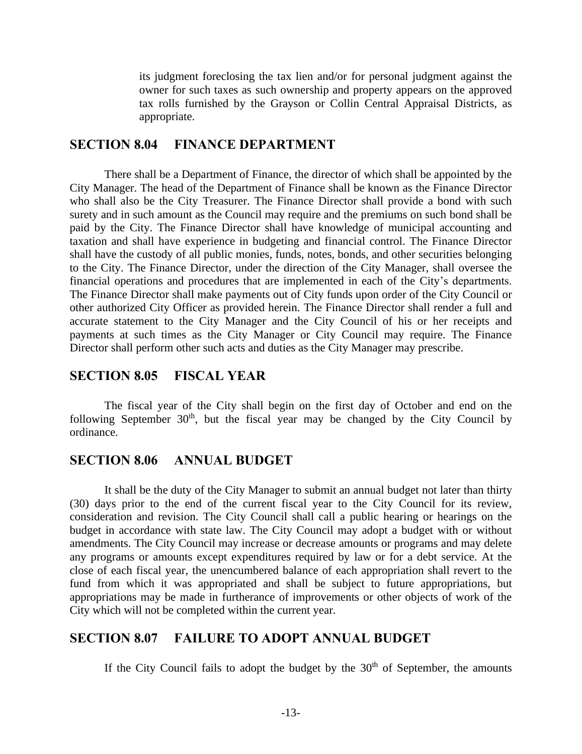its judgment foreclosing the tax lien and/or for personal judgment against the owner for such taxes as such ownership and property appears on the approved tax rolls furnished by the Grayson or Collin Central Appraisal Districts, as appropriate.

## SECTION 8.04 FINANCE DEPARTMENT

There shall be a Department of Finance, the director of which shall be appointed by the City Manager. The head of the Department of Finance shall be known as the Finance Director who shall also be the City Treasurer. The Finance Director shall provide a bond with such surety and in such amount as the Council may require and the premiums on such bond shall be paid by the City. The Finance Director shall have knowledge of municipal accounting and taxation and shall have experience in budgeting and financial control. The Finance Director shall have the custody of all public monies, funds, notes, bonds, and other securities belonging to the City. The Finance Director, under the direction of the City Manager, shall oversee the financial operations and procedures that are implemented in each of the City's departments. The Finance Director shall make payments out of City funds upon order of the City Council or other authorized City Officer as provided herein. The Finance Director shall render a full and accurate statement to the City Manager and the City Council of his or her receipts and payments at such times as the City Manager or City Council may require. The Finance Director shall perform other such acts and duties as the City Manager may prescribe.

## SECTION 8.05 FISCAL YEAR

The fiscal year of the City shall begin on the first day of October and end on the following September 30th, but the fiscal year may be changed by the City Council by ordinance.

## SECTION 8.06 ANNUAL BUDGET

It shall be the duty of the City Manager to submit an annual budget not later than thirty (30) days prior to the end of the current fiscal year to the City Council for its review, consideration and revision. The City Council shall call a public hearing or hearings on the budget in accordance with state law. The City Council may adopt a budget with or without amendments. The City Council may increase or decrease amounts or programs and may delete any programs or amounts except expenditures required by law or for a debt service. At the close of each fiscal year, the unencumbered balance of each appropriation shall revert to the fund from which it was appropriated and shall be subject to future appropriations, but appropriations may be made in furtherance of improvements or other objects of work of the City which will not be completed within the current year.

## SECTION 8.07 FAILURE TO ADOPT ANNUAL BUDGET

If the City Council fails to adopt the budget by the 30th of September, the amounts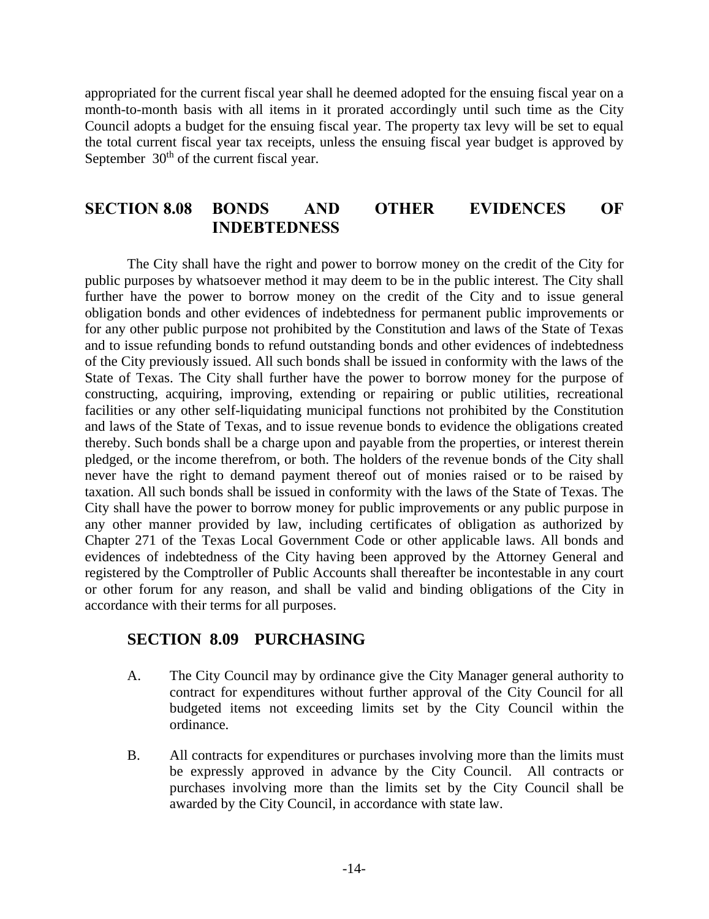appropriated for the current fiscal year shall he deemed adopted for the ensuing fiscal year on a month-to-month basis with all items in it prorated accordingly until such time as the City Council adopts a budget for the ensuing fiscal year. The property tax levy will be set to equal the total current fiscal year tax receipts, unless the ensuing fiscal year budget is approved by September 30th of the current fiscal year.

## SECTION 8.08 BONDS AND OTHER EVIDENCES OF INDEBTEDNESS

The City shall have the right and power to borrow money on the credit of the City for public purposes by whatsoever method it may deem to be in the public interest. The City shall further have the power to borrow money on the credit of the City and to issue general obligation bonds and other evidences of indebtedness for permanent public improvements or for any other public purpose not prohibited by the Constitution and laws of the State of Texas and to issue refunding bonds to refund outstanding bonds and other evidences of indebtedness of the City previously issued. All such bonds shall be issued in conformity with the laws of the State of Texas. The City shall further have the power to borrow money for the purpose of constructing, acquiring, improving, extending or repairing or public utilities, recreational facilities or any other self-liquidating municipal functions not prohibited by the Constitution and laws of the State of Texas, and to issue revenue bonds to evidence the obligations created thereby. Such bonds shall be a charge upon and payable from the properties, or interest therein pledged, or the income therefrom, or both. The holders of the revenue bonds of the City shall never have the right to demand payment thereof out of monies raised or to be raised by taxation. All such bonds shall be issued in conformity with the laws of the State of Texas. The City shall have the power to borrow money for public improvements or any public purpose in any other manner provided by law, including certificates of obligation as authorized by Chapter 271 of the Texas Local Government Code or other applicable laws. All bonds and evidences of indebtedness of the City having been approved by the Attorney General and registered by the Comptroller of Public Accounts shall thereafter be incontestable in any court or other forum for any reason, and shall be valid and binding obligations of the City in accordance with their terms for all purposes.

## SECTION 8.09 PURCHASING

A. The City Council may by ordinance give the City Manager general authority to contract for expenditures without further approval of the City Council for all budgeted items not exceeding limits set by the City Council within the ordinance.

B. All contracts for expenditures or purchases involving more than the limits must be expressly approved in advance by the City Council. All contracts or purchases involving more than the limits set by the City Council shall be awarded by the City Council, in accordance with state law.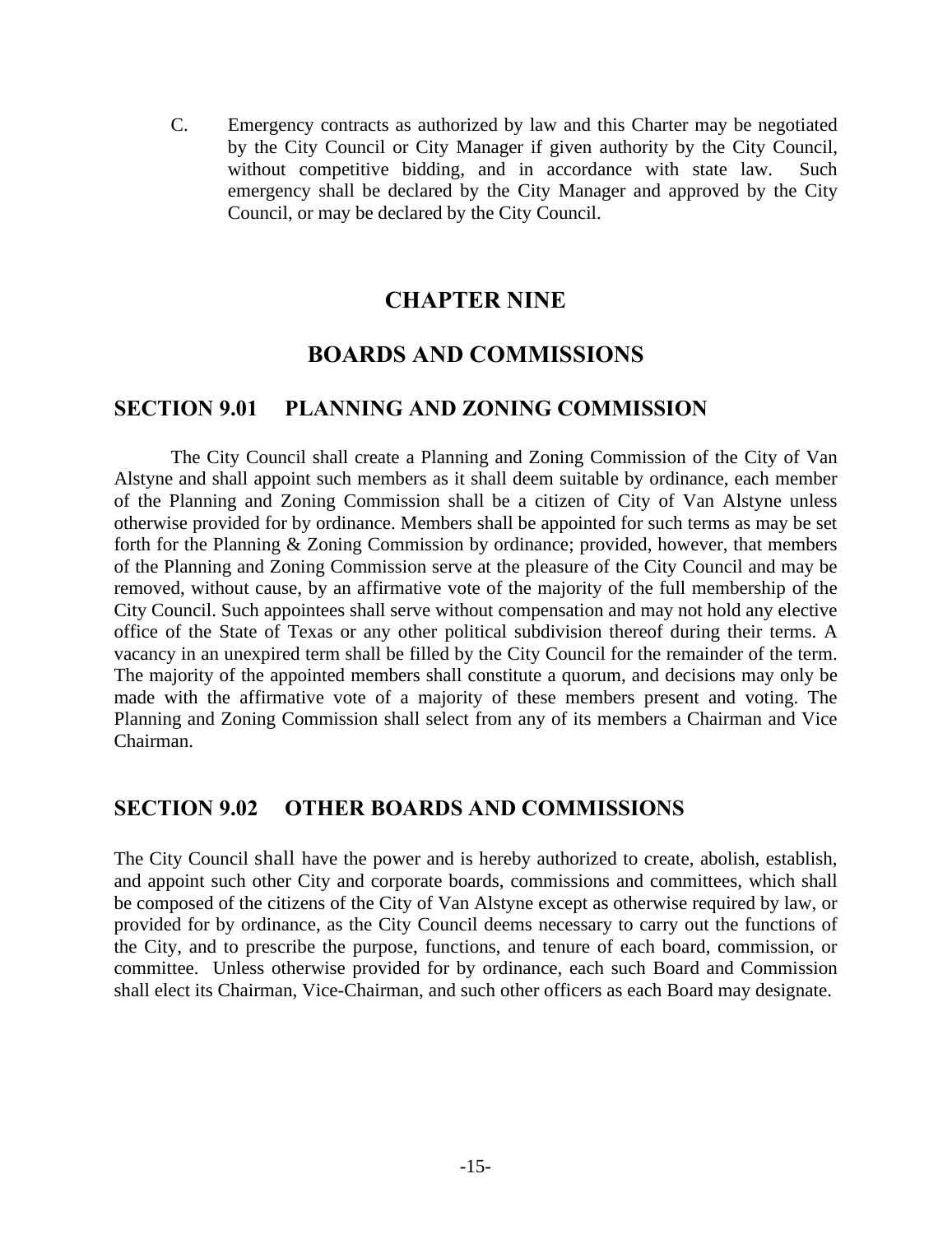C. Emergency contracts as authorized by law and this Charter may be negotiated by the City Council or City Manager if given authority by the City Council, without competitive bidding, and in accordance with state law. Such emergency shall be declared by the City Manager and approved by the City Council, or may be declared by the City Council.

# CHAPTER NINE

# BOARDS AND COMMISSIONS

## SECTION 9.01 PLANNING AND ZONING COMMISSION

The City Council shall create a Planning and Zoning Commission of the City of Van Alstyne and shall appoint such members as it shall deem suitable by ordinance, each member of the Planning and Zoning Commission shall be a citizen of City of Van Alstyne unless otherwise provided for by ordinance. Members shall be appointed for such terms as may be set forth for the Planning & Zoning Commission by ordinance; provided, however, that members of the Planning and Zoning Commission serve at the pleasure of the City Council and may be removed, without cause, by an affirmative vote of the majority of the full membership of the City Council. Such appointees shall serve without compensation and may not hold any elective office of the State of Texas or any other political subdivision thereof during their terms. A vacancy in an unexpired term shall be filled by the City Council for the remainder of the term. The majority of the appointed members shall constitute a quorum, and decisions may only be made with the affirmative vote of a majority of these members present and voting. The Planning and Zoning Commission shall select from any of its members a Chairman and Vice Chairman.

## SECTION 9.02 OTHER BOARDS AND COMMISSIONS

The City Council shall have the power and is hereby authorized to create, abolish, establish, and appoint such other City and corporate boards, commissions and committees, which shall be composed of the citizens of the City of Van Alstyne except as otherwise required by law, or provided for by ordinance, as the City Council deems necessary to carry out the functions of the City, and to prescribe the purpose, functions, and tenure of each board, commission, or committee. Unless otherwise provided for by ordinance, each such Board and Commission shall elect its Chairman, Vice-Chairman, and such other officers as each Board may designate.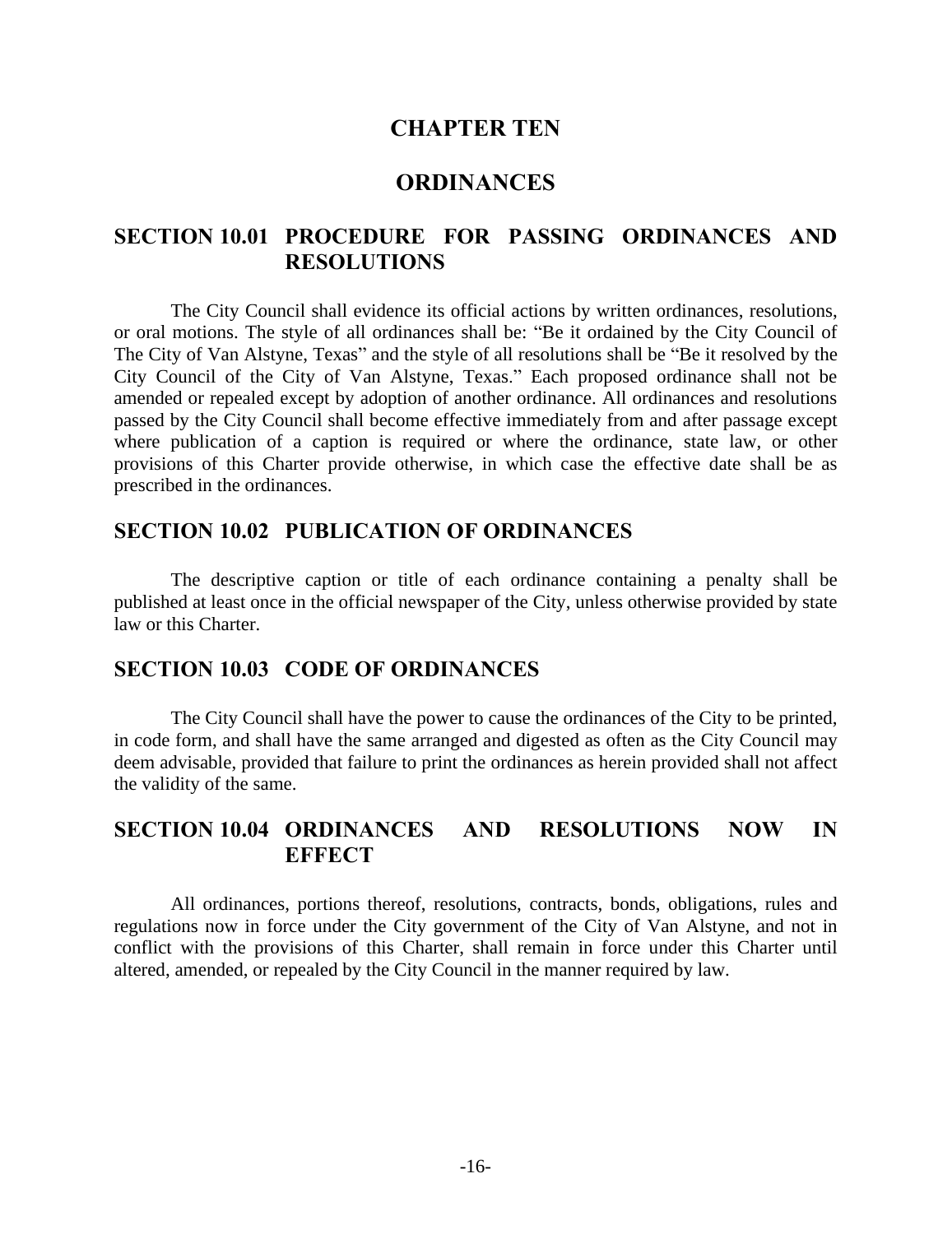# CHAPTER TEN

# ORDINANCES

## SECTION 10.01 PROCEDURE FOR PASSING ORDINANCES AND RESOLUTIONS

The City Council shall evidence its official actions by written ordinances, resolutions, or oral motions. The style of all ordinances shall be: "Be it ordained by the City Council of The City of Van Alstyne, Texas" and the style of all resolutions shall be "Be it resolved by the City Council of the City of Van Alstyne, Texas." Each proposed ordinance shall not be amended or repealed except by adoption of another ordinance. All ordinances and resolutions passed by the City Council shall become effective immediately from and after passage except where publication of a caption is required or where the ordinance, state law, or other provisions of this Charter provide otherwise, in which case the effective date shall be as prescribed in the ordinances.

## SECTION 10.02 PUBLICATION OF ORDINANCES

The descriptive caption or title of each ordinance containing a penalty shall be published at least once in the official newspaper of the City, unless otherwise provided by state law or this Charter.

## SECTION 10.03 CODE OF ORDINANCES

The City Council shall have the power to cause the ordinances of the City to be printed, in code form, and shall have the same arranged and digested as often as the City Council may deem advisable, provided that failure to print the ordinances as herein provided shall not affect the validity of the same.

## SECTION 10.04 ORDINANCES AND RESOLUTIONS NOW IN EFFECT

All ordinances, portions thereof, resolutions, contracts, bonds, obligations, rules and regulations now in force under the City government of the City of Van Alstyne, and not in conflict with the provisions of this Charter, shall remain in force under this Charter until altered, amended, or repealed by the City Council in the manner required by law.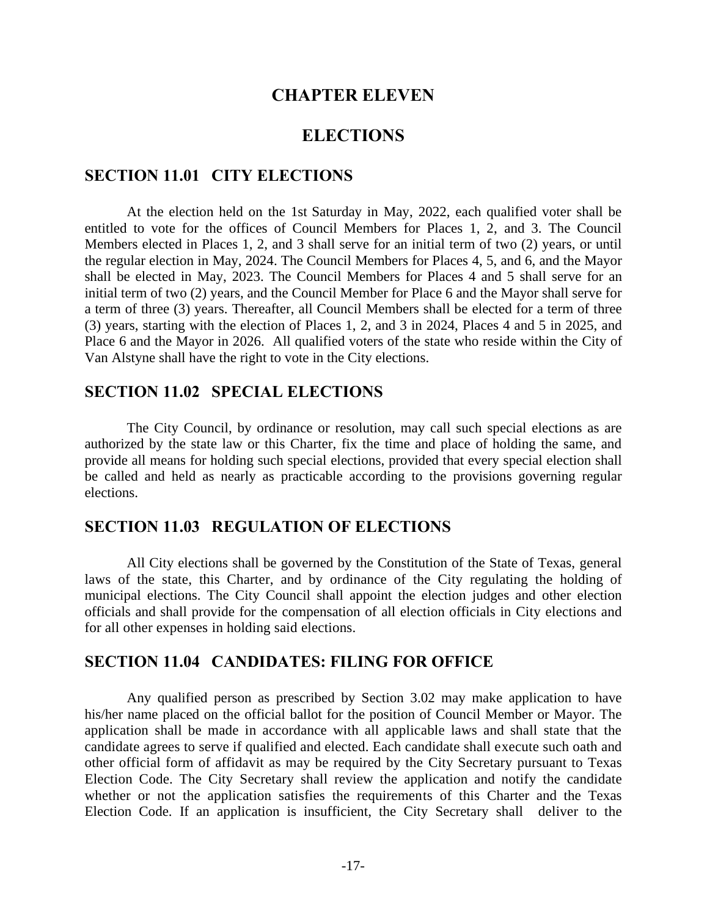# CHAPTER ELEVEN

# ELECTIONS

## SECTION 11.01 CITY ELECTIONS

At the election held on the 1st Saturday in May, 2022, each qualified voter shall be entitled to vote for the offices of Council Members for Places 1, 2, and 3. The Council Members elected in Places 1, 2, and 3 shall serve for an initial term of two (2) years, or until the regular election in May, 2024. The Council Members for Places 4, 5, and 6, and the Mayor shall be elected in May, 2023. The Council Members for Places 4 and 5 shall serve for an initial term of two (2) years, and the Council Member for Place 6 and the Mayor shall serve for a term of three (3) years. Thereafter, all Council Members shall be elected for a term of three (3) years, starting with the election of Places 1, 2, and 3 in 2024, Places 4 and 5 in 2025, and Place 6 and the Mayor in 2026. All qualified voters of the state who reside within the City of Van Alstyne shall have the right to vote in the City elections.

## SECTION 11.02 SPECIAL ELECTIONS

The City Council, by ordinance or resolution, may call such special elections as are authorized by the state law or this Charter, fix the time and place of holding the same, and provide all means for holding such special elections, provided that every special election shall be called and held as nearly as practicable according to the provisions governing regular elections.

## SECTION 11.03 REGULATION OF ELECTIONS

All City elections shall be governed by the Constitution of the State of Texas, general laws of the state, this Charter, and by ordinance of the City regulating the holding of municipal elections. The City Council shall appoint the election judges and other election officials and shall provide for the compensation of all election officials in City elections and for all other expenses in holding said elections.

## SECTION 11.04 CANDIDATES: FILING FOR OFFICE

Any qualified person as prescribed by Section 3.02 may make application to have his/her name placed on the official ballot for the position of Council Member or Mayor. The application shall be made in accordance with all applicable laws and shall state that the candidate agrees to serve if qualified and elected. Each candidate shall execute such oath and other official form of affidavit as may be required by the City Secretary pursuant to Texas Election Code. The City Secretary shall review the application and notify the candidate whether or not the application satisfies the requirements of this Charter and the Texas Election Code. If an application is insufficient, the City Secretary shall deliver to the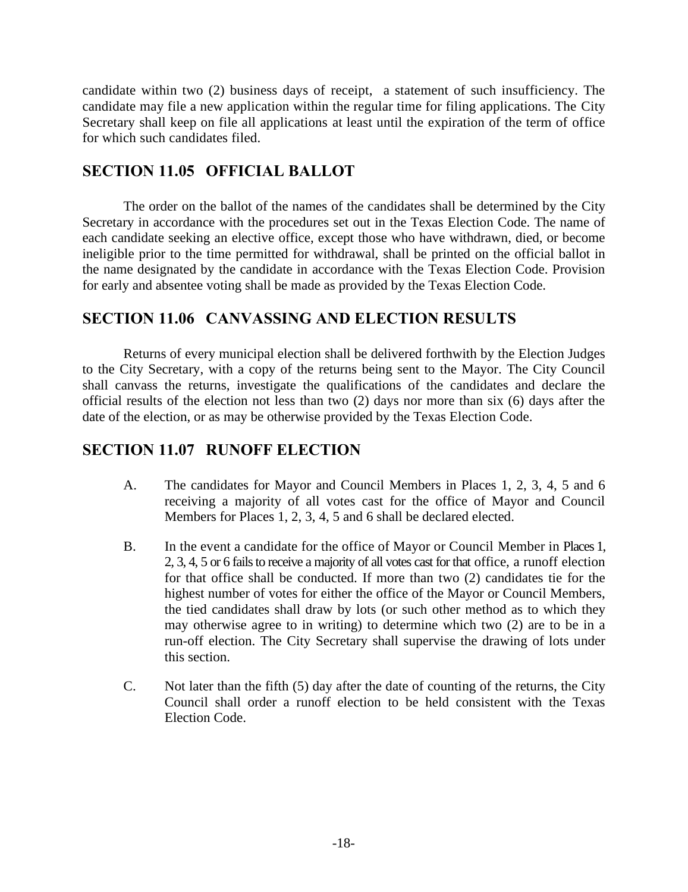candidate within two (2) business days of receipt,  a statement of such insufficiency. The candidate may file a new application within the regular time for filing applications. The City Secretary shall keep on file all applications at least until the expiration of the term of office for which such candidates filed.

## SECTION 11.05   OFFICIAL BALLOT

The order on the ballot of the names of the candidates shall be determined by the City Secretary in accordance with the procedures set out in the Texas Election Code. The name of each candidate seeking an elective office, except those who have withdrawn, died, or become ineligible prior to the time permitted for withdrawal, shall be printed on the official ballot in the name designated by the candidate in accordance with the Texas Election Code. Provision for early and absentee voting shall be made as provided by the Texas Election Code.

## SECTION 11.06   CANVASSING AND ELECTION RESULTS

Returns of every municipal election shall be delivered forthwith by the Election Judges to the City Secretary, with a copy of the returns being sent to the Mayor. The City Council shall canvass the returns, investigate the qualifications of the candidates and declare the official results of the election not less than two (2) days nor more than six (6) days after the date of the election, or as may be otherwise provided by the Texas Election Code.

## SECTION 11.07   RUNOFF ELECTION

A. The candidates for Mayor and Council Members in Places 1, 2, 3, 4, 5 and 6 receiving a majority of all votes cast for the office of Mayor and Council Members for Places 1, 2, 3, 4, 5 and 6 shall be declared elected.

B. In the event a candidate for the office of Mayor or Council Member in Places 1, 2, 3, 4, 5 or 6 fails to receive a majority of all votes cast for that office, a runoff election for that office shall be conducted. If more than two (2) candidates tie for the highest number of votes for either the office of the Mayor or Council Members, the tied candidates shall draw by lots (or such other method as to which they may otherwise agree to in writing) to determine which two (2) are to be in a run-off election. The City Secretary shall supervise the drawing of lots under this section.

C. Not later than the fifth (5) day after the date of counting of the returns, the City Council shall order a runoff election to be held consistent with the Texas Election Code.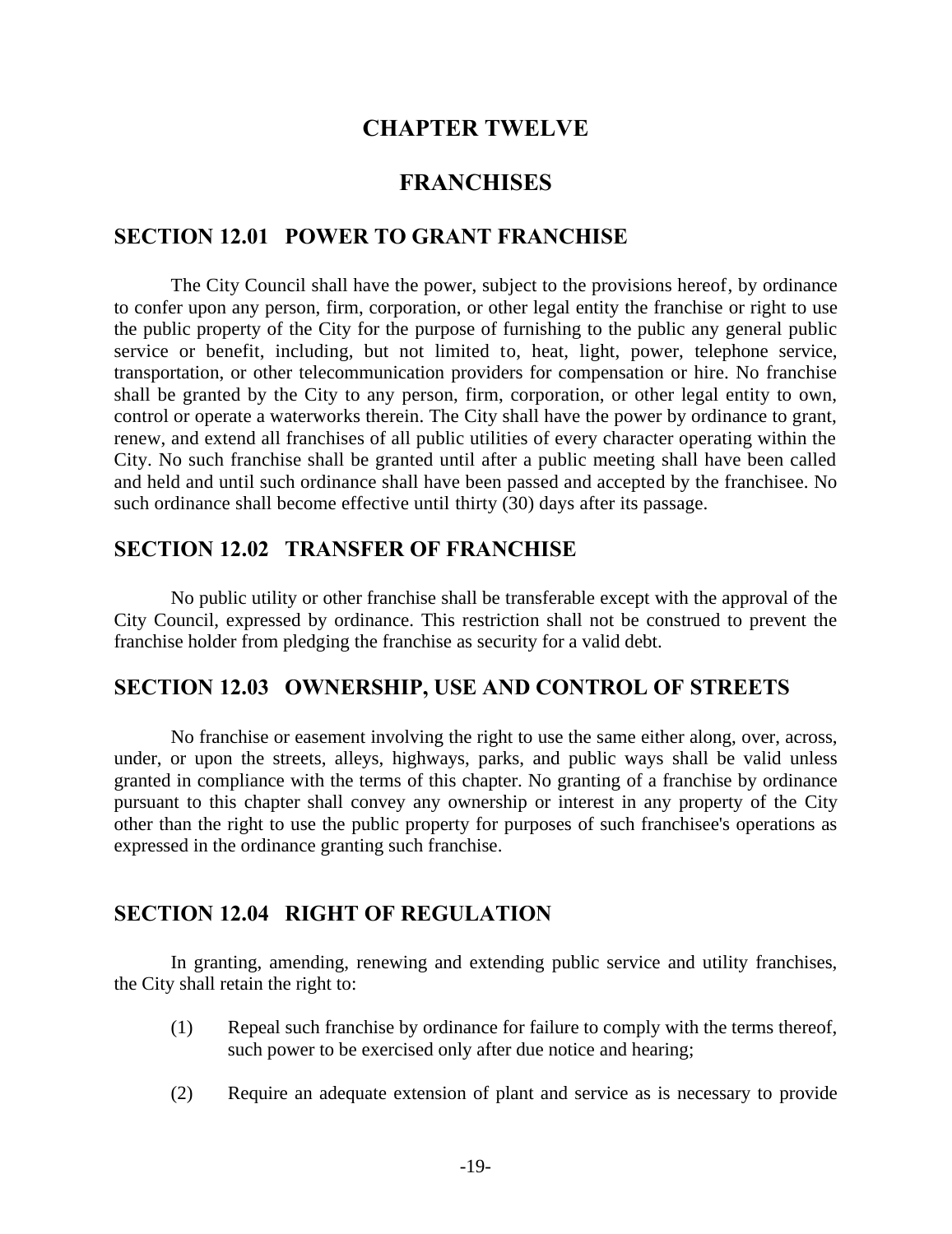# CHAPTER TWELVE

# FRANCHISES

## SECTION 12.01 POWER TO GRANT FRANCHISE

The City Council shall have the power, subject to the provisions hereof, by ordinance to confer upon any person, firm, corporation, or other legal entity the franchise or right to use the public property of the City for the purpose of furnishing to the public any general public service or benefit, including, but not limited to, heat, light, power, telephone service, transportation, or other telecommunication providers for compensation or hire. No franchise shall be granted by the City to any person, firm, corporation, or other legal entity to own, control or operate a waterworks therein. The City shall have the power by ordinance to grant, renew, and extend all franchises of all public utilities of every character operating within the City. No such franchise shall be granted until after a public meeting shall have been called and held and until such ordinance shall have been passed and accepted by the franchisee. No such ordinance shall become effective until thirty (30) days after its passage.

## SECTION 12.02 TRANSFER OF FRANCHISE

No public utility or other franchise shall be transferable except with the approval of the City Council, expressed by ordinance. This restriction shall not be construed to prevent the franchise holder from pledging the franchise as security for a valid debt.

## SECTION 12.03 OWNERSHIP, USE AND CONTROL OF STREETS

No franchise or easement involving the right to use the same either along, over, across, under, or upon the streets, alleys, highways, parks, and public ways shall be valid unless granted in compliance with the terms of this chapter. No granting of a franchise by ordinance pursuant to this chapter shall convey any ownership or interest in any property of the City other than the right to use the public property for purposes of such franchisee's operations as expressed in the ordinance granting such franchise.

## SECTION 12.04 RIGHT OF REGULATION

In granting, amending, renewing and extending public service and utility franchises, the City shall retain the right to:

(1) Repeal such franchise by ordinance for failure to comply with the terms thereof, such power to be exercised only after due notice and hearing;

(2) Require an adequate extension of plant and service as is necessary to provide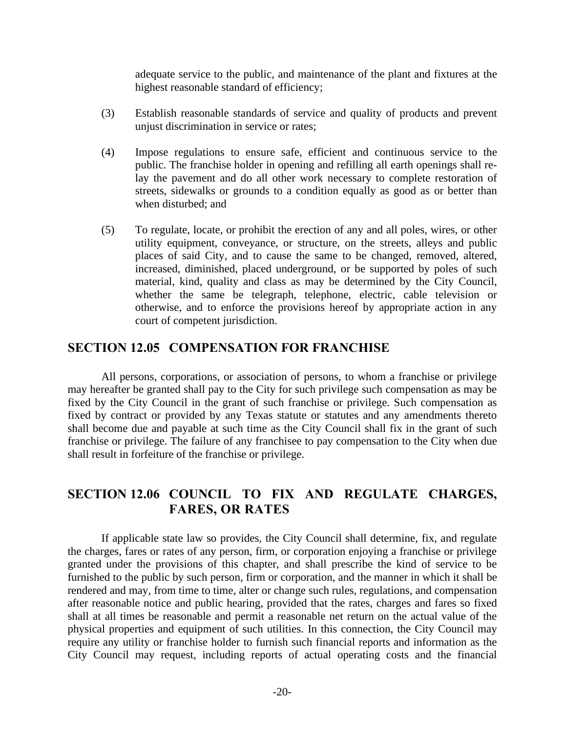adequate service to the public, and maintenance of the plant and fixtures at the highest reasonable standard of efficiency;

(3) Establish reasonable standards of service and quality of products and prevent unjust discrimination in service or rates;

(4) Impose regulations to ensure safe, efficient and continuous service to the public. The franchise holder in opening and refilling all earth openings shall re-lay the pavement and do all other work necessary to complete restoration of streets, sidewalks or grounds to a condition equally as good as or better than when disturbed; and

(5) To regulate, locate, or prohibit the erection of any and all poles, wires, or other utility equipment, conveyance, or structure, on the streets, alleys and public places of said City, and to cause the same to be changed, removed, altered, increased, diminished, placed underground, or be supported by poles of such material, kind, quality and class as may be determined by the City Council, whether the same be telegraph, telephone, electric, cable television or otherwise, and to enforce the provisions hereof by appropriate action in any court of competent jurisdiction.

## SECTION 12.05 COMPENSATION FOR FRANCHISE

All persons, corporations, or association of persons, to whom a franchise or privilege may hereafter be granted shall pay to the City for such privilege such compensation as may be fixed by the City Council in the grant of such franchise or privilege. Such compensation as fixed by contract or provided by any Texas statute or statutes and any amendments thereto shall become due and payable at such time as the City Council shall fix in the grant of such franchise or privilege. The failure of any franchisee to pay compensation to the City when due shall result in forfeiture of the franchise or privilege.

## SECTION 12.06 COUNCIL TO FIX AND REGULATE CHARGES, FARES, OR RATES

If applicable state law so provides, the City Council shall determine, fix, and regulate the charges, fares or rates of any person, firm, or corporation enjoying a franchise or privilege granted under the provisions of this chapter, and shall prescribe the kind of service to be furnished to the public by such person, firm or corporation, and the manner in which it shall be rendered and may, from time to time, alter or change such rules, regulations, and compensation after reasonable notice and public hearing, provided that the rates, charges and fares so fixed shall at all times be reasonable and permit a reasonable net return on the actual value of the physical properties and equipment of such utilities. In this connection, the City Council may require any utility or franchise holder to furnish such financial reports and information as the City Council may request, including reports of actual operating costs and the financial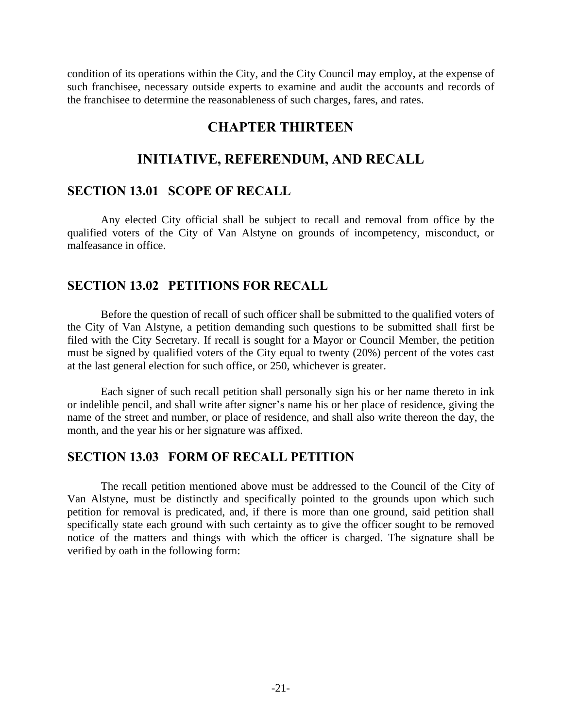condition of its operations within the City, and the City Council may employ, at the expense of such franchisee, necessary outside experts to examine and audit the accounts and records of the franchisee to determine the reasonableness of such charges, fares, and rates.

# CHAPTER THIRTEEN

# INITIATIVE, REFERENDUM, AND RECALL

## SECTION 13.01 SCOPE OF RECALL

Any elected City official shall be subject to recall and removal from office by the qualified voters of the City of Van Alstyne on grounds of incompetency, misconduct, or malfeasance in office.

## SECTION 13.02 PETITIONS FOR RECALL

Before the question of recall of such officer shall be submitted to the qualified voters of the City of Van Alstyne, a petition demanding such questions to be submitted shall first be filed with the City Secretary. If recall is sought for a Mayor or Council Member, the petition must be signed by qualified voters of the City equal to twenty (20%) percent of the votes cast at the last general election for such office, or 250, whichever is greater.

Each signer of such recall petition shall personally sign his or her name thereto in ink or indelible pencil, and shall write after signer's name his or her place of residence, giving the name of the street and number, or place of residence, and shall also write thereon the day, the month, and the year his or her signature was affixed.

## SECTION 13.03 FORM OF RECALL PETITION

The recall petition mentioned above must be addressed to the Council of the City of Van Alstyne, must be distinctly and specifically pointed to the grounds upon which such petition for removal is predicated, and, if there is more than one ground, said petition shall specifically state each ground with such certainty as to give the officer sought to be removed notice of the matters and things with which the officer is charged. The signature shall be verified by oath in the following form: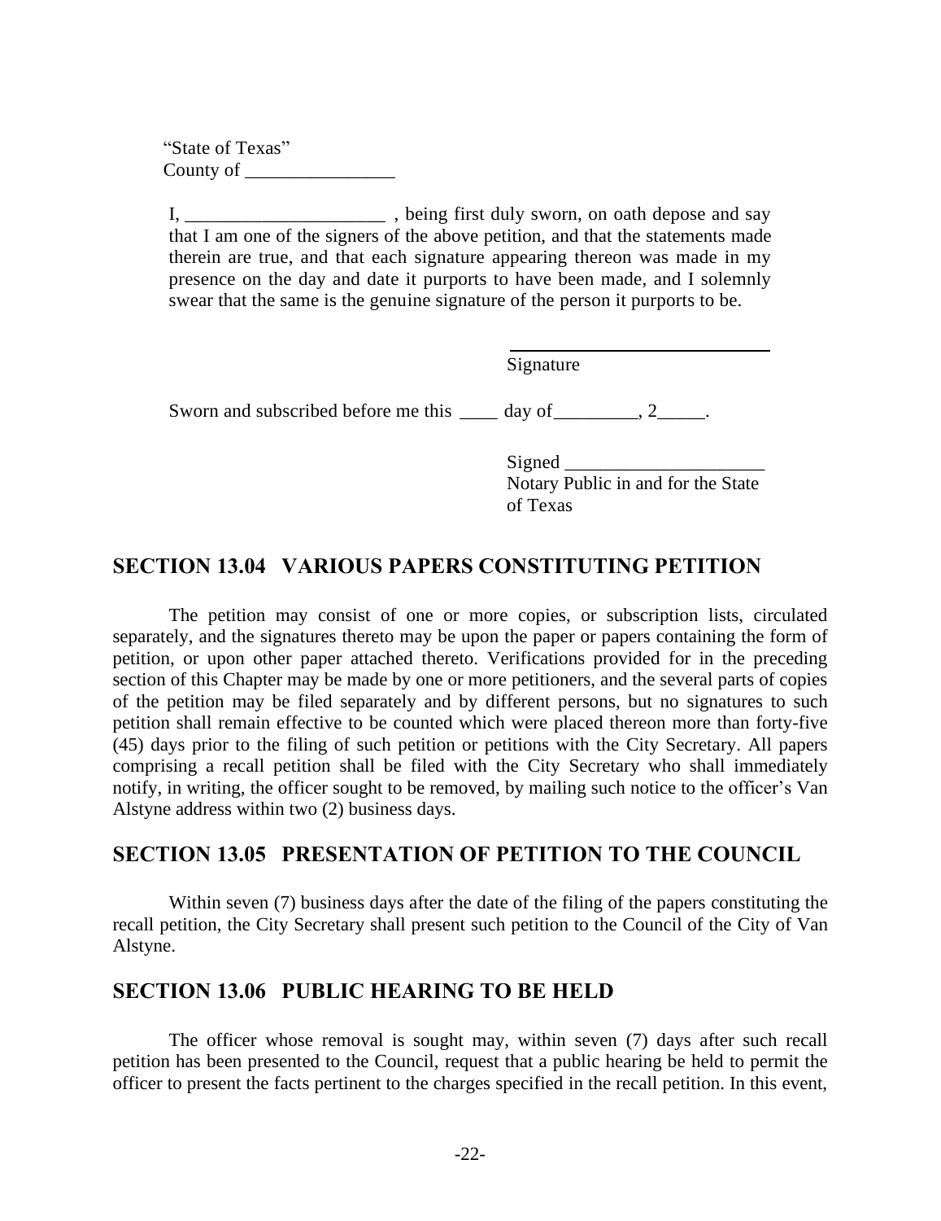"State of Texas"
County of ________________

I, ______________________ , being first duly sworn, on oath depose and say that I am one of the signers of the above petition, and that the statements made therein are true, and that each signature appearing thereon was made in my presence on the day and date it purports to have been made, and I solemnly swear that the same is the genuine signature of the person it purports to be.

______________________________
Signature

Sworn and subscribed before me this ____ day of_________, 2_____.

Signed ______________________
Notary Public in and for the State of Texas

## SECTION 13.04 VARIOUS PAPERS CONSTITUTING PETITION

The petition may consist of one or more copies, or subscription lists, circulated separately, and the signatures thereto may be upon the paper or papers containing the form of petition, or upon other paper attached thereto. Verifications provided for in the preceding section of this Chapter may be made by one or more petitioners, and the several parts of copies of the petition may be filed separately and by different persons, but no signatures to such petition shall remain effective to be counted which were placed thereon more than forty-five (45) days prior to the filing of such petition or petitions with the City Secretary. All papers comprising a recall petition shall be filed with the City Secretary who shall immediately notify, in writing, the officer sought to be removed, by mailing such notice to the officer's Van Alstyne address within two (2) business days.

## SECTION 13.05 PRESENTATION OF PETITION TO THE COUNCIL

Within seven (7) business days after the date of the filing of the papers constituting the recall petition, the City Secretary shall present such petition to the Council of the City of Van Alstyne.

## SECTION 13.06 PUBLIC HEARING TO BE HELD

The officer whose removal is sought may, within seven (7) days after such recall petition has been presented to the Council, request that a public hearing be held to permit the officer to present the facts pertinent to the charges specified in the recall petition. In this event,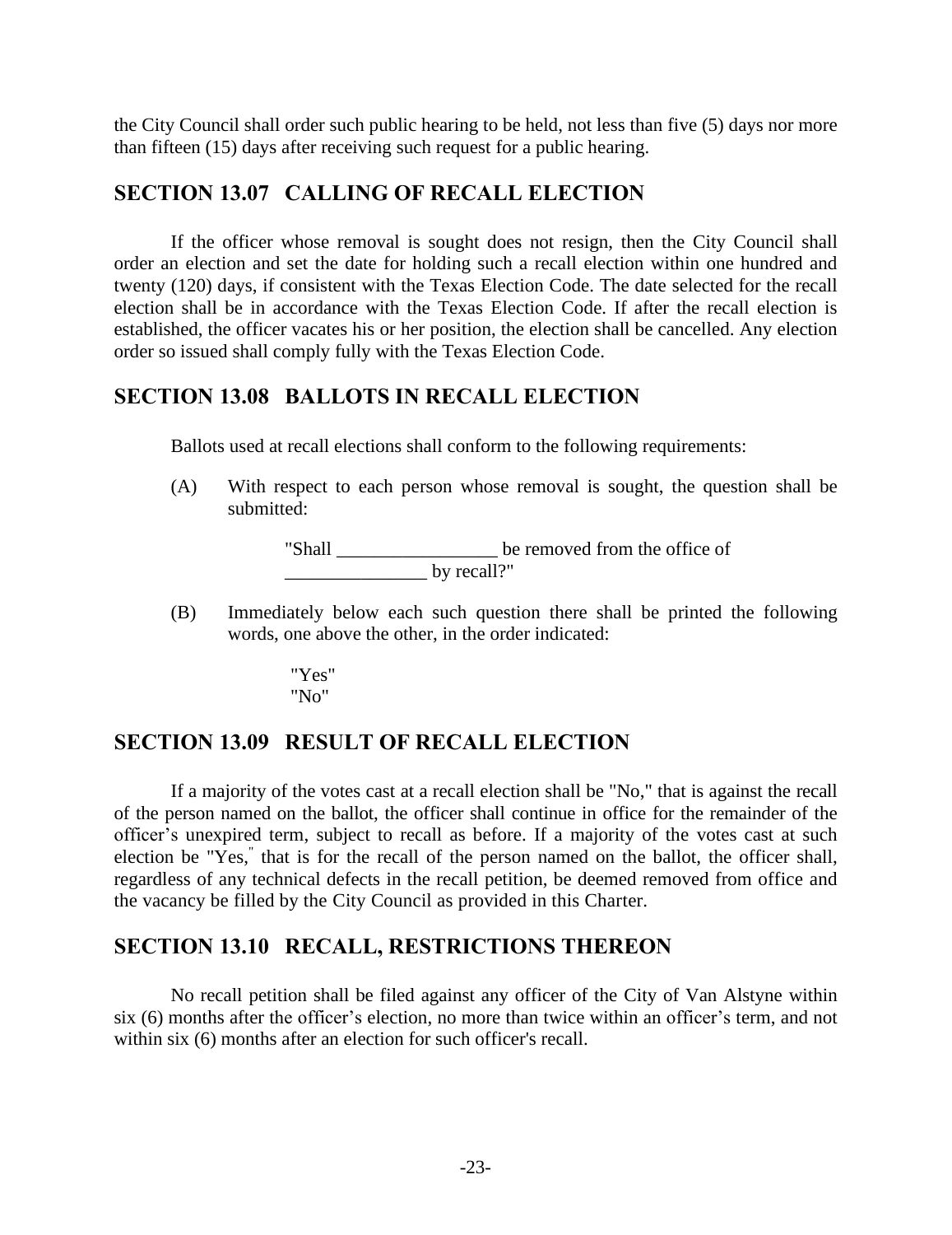the City Council shall order such public hearing to be held, not less than five (5) days nor more than fifteen (15) days after receiving such request for a public hearing.

## SECTION 13.07 CALLING OF RECALL ELECTION

If the officer whose removal is sought does not resign, then the City Council shall order an election and set the date for holding such a recall election within one hundred and twenty (120) days, if consistent with the Texas Election Code. The date selected for the recall election shall be in accordance with the Texas Election Code. If after the recall election is established, the officer vacates his or her position, the election shall be cancelled. Any election order so issued shall comply fully with the Texas Election Code.

## SECTION 13.08 BALLOTS IN RECALL ELECTION

Ballots used at recall elections shall conform to the following requirements:

(A) With respect to each person whose removal is sought, the question shall be submitted:

"Shall _________________ be removed from the office of _______________ by recall?"

(B) Immediately below each such question there shall be printed the following words, one above the other, in the order indicated:

"Yes"
"No"

## SECTION 13.09 RESULT OF RECALL ELECTION

If a majority of the votes cast at a recall election shall be "No," that is against the recall of the person named on the ballot, the officer shall continue in office for the remainder of the officer's unexpired term, subject to recall as before. If a majority of the votes cast at such election be "Yes," that is for the recall of the person named on the ballot, the officer shall, regardless of any technical defects in the recall petition, be deemed removed from office and the vacancy be filled by the City Council as provided in this Charter.

## SECTION 13.10 RECALL, RESTRICTIONS THEREON

No recall petition shall be filed against any officer of the City of Van Alstyne within six (6) months after the officer's election, no more than twice within an officer's term, and not within six (6) months after an election for such officer's recall.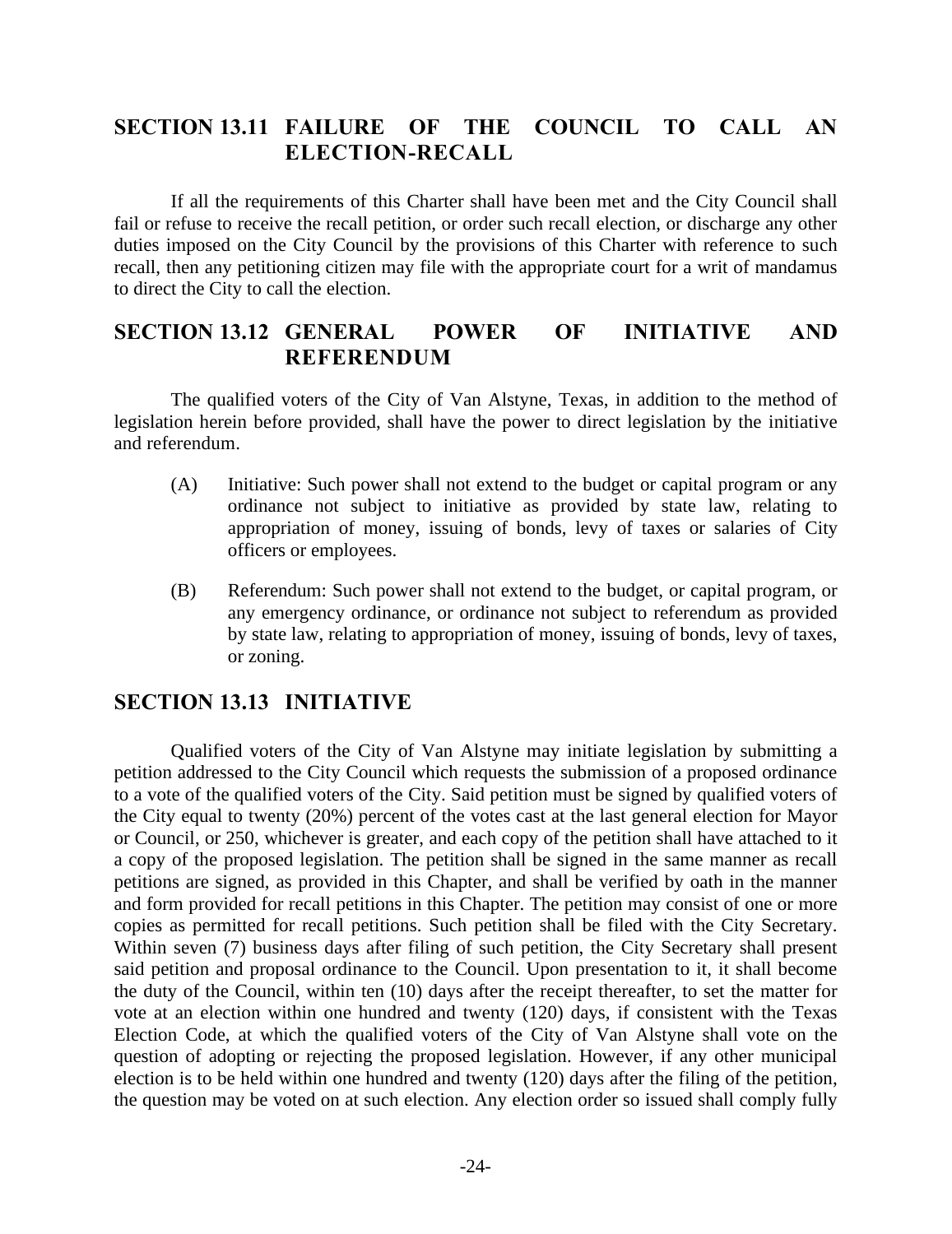## SECTION 13.11 FAILURE OF THE COUNCIL TO CALL AN ELECTION-RECALL

If all the requirements of this Charter shall have been met and the City Council shall fail or refuse to receive the recall petition, or order such recall election, or discharge any other duties imposed on the City Council by the provisions of this Charter with reference to such recall, then any petitioning citizen may file with the appropriate court for a writ of mandamus to direct the City to call the election.

## SECTION 13.12 GENERAL POWER OF INITIATIVE AND REFERENDUM

The qualified voters of the City of Van Alstyne, Texas, in addition to the method of legislation herein before provided, shall have the power to direct legislation by the initiative and referendum.

(A) Initiative: Such power shall not extend to the budget or capital program or any ordinance not subject to initiative as provided by state law, relating to appropriation of money, issuing of bonds, levy of taxes or salaries of City officers or employees.

(B) Referendum: Such power shall not extend to the budget, or capital program, or any emergency ordinance, or ordinance not subject to referendum as provided by state law, relating to appropriation of money, issuing of bonds, levy of taxes, or zoning.

## SECTION 13.13 INITIATIVE

Qualified voters of the City of Van Alstyne may initiate legislation by submitting a petition addressed to the City Council which requests the submission of a proposed ordinance to a vote of the qualified voters of the City. Said petition must be signed by qualified voters of the City equal to twenty (20%) percent of the votes cast at the last general election for Mayor or Council, or 250, whichever is greater, and each copy of the petition shall have attached to it a copy of the proposed legislation. The petition shall be signed in the same manner as recall petitions are signed, as provided in this Chapter, and shall be verified by oath in the manner and form provided for recall petitions in this Chapter. The petition may consist of one or more copies as permitted for recall petitions. Such petition shall be filed with the City Secretary. Within seven (7) business days after filing of such petition, the City Secretary shall present said petition and proposal ordinance to the Council. Upon presentation to it, it shall become the duty of the Council, within ten (10) days after the receipt thereafter, to set the matter for vote at an election within one hundred and twenty (120) days, if consistent with the Texas Election Code, at which the qualified voters of the City of Van Alstyne shall vote on the question of adopting or rejecting the proposed legislation. However, if any other municipal election is to be held within one hundred and twenty (120) days after the filing of the petition, the question may be voted on at such election. Any election order so issued shall comply fully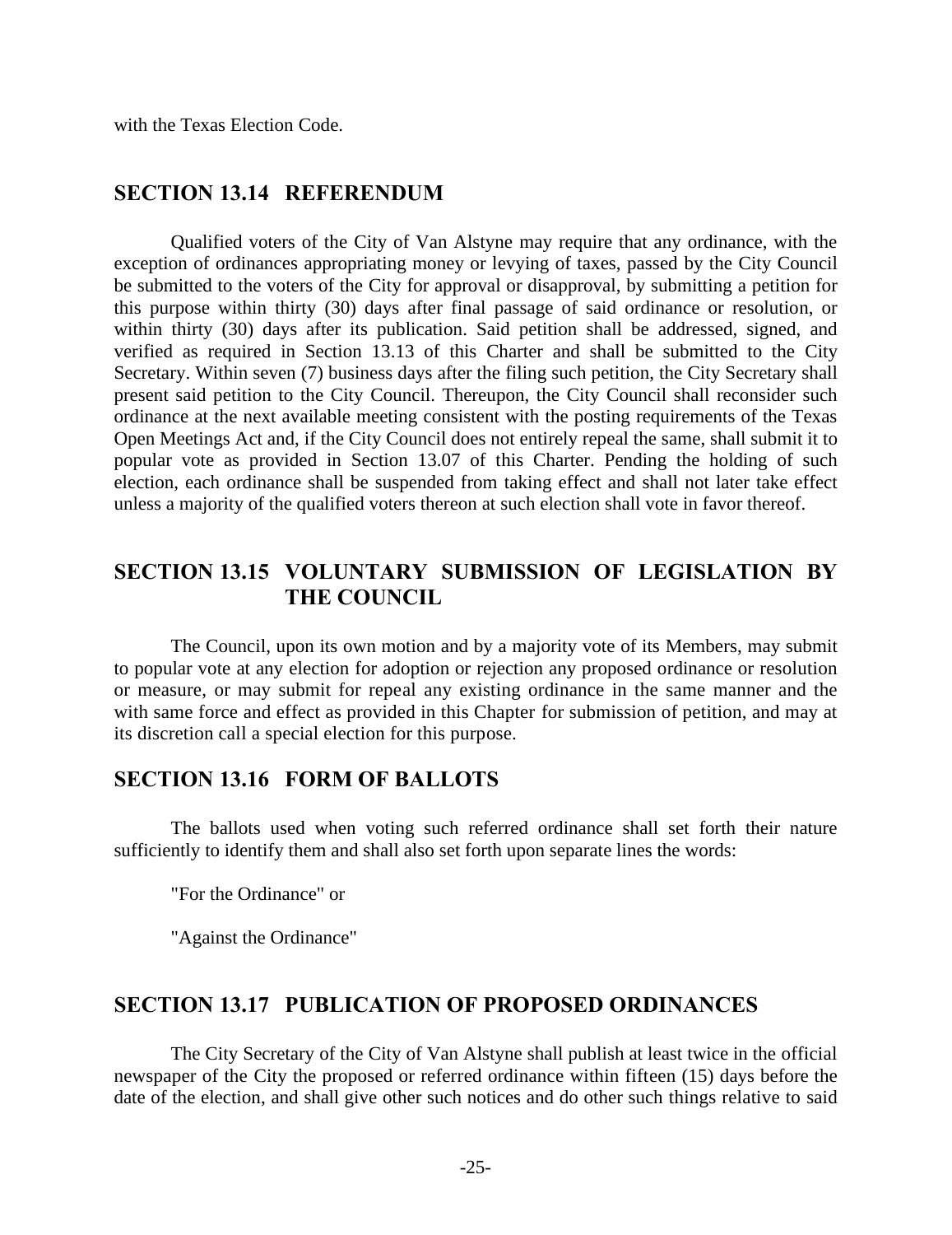with the Texas Election Code.

## SECTION 13.14 REFERENDUM

Qualified voters of the City of Van Alstyne may require that any ordinance, with the exception of ordinances appropriating money or levying of taxes, passed by the City Council be submitted to the voters of the City for approval or disapproval, by submitting a petition for this purpose within thirty (30) days after final passage of said ordinance or resolution, or within thirty (30) days after its publication. Said petition shall be addressed, signed, and verified as required in Section 13.13 of this Charter and shall be submitted to the City Secretary. Within seven (7) business days after the filing such petition, the City Secretary shall present said petition to the City Council. Thereupon, the City Council shall reconsider such ordinance at the next available meeting consistent with the posting requirements of the Texas Open Meetings Act and, if the City Council does not entirely repeal the same, shall submit it to popular vote as provided in Section 13.07 of this Charter. Pending the holding of such election, each ordinance shall be suspended from taking effect and shall not later take effect unless a majority of the qualified voters thereon at such election shall vote in favor thereof.

## SECTION 13.15 VOLUNTARY SUBMISSION OF LEGISLATION BY THE COUNCIL

The Council, upon its own motion and by a majority vote of its Members, may submit to popular vote at any election for adoption or rejection any proposed ordinance or resolution or measure, or may submit for repeal any existing ordinance in the same manner and the with same force and effect as provided in this Chapter for submission of petition, and may at its discretion call a special election for this purpose.

## SECTION 13.16 FORM OF BALLOTS

The ballots used when voting such referred ordinance shall set forth their nature sufficiently to identify them and shall also set forth upon separate lines the words:

"For the Ordinance" or

"Against the Ordinance"

## SECTION 13.17 PUBLICATION OF PROPOSED ORDINANCES

The City Secretary of the City of Van Alstyne shall publish at least twice in the official newspaper of the City the proposed or referred ordinance within fifteen (15) days before the date of the election, and shall give other such notices and do other such things relative to said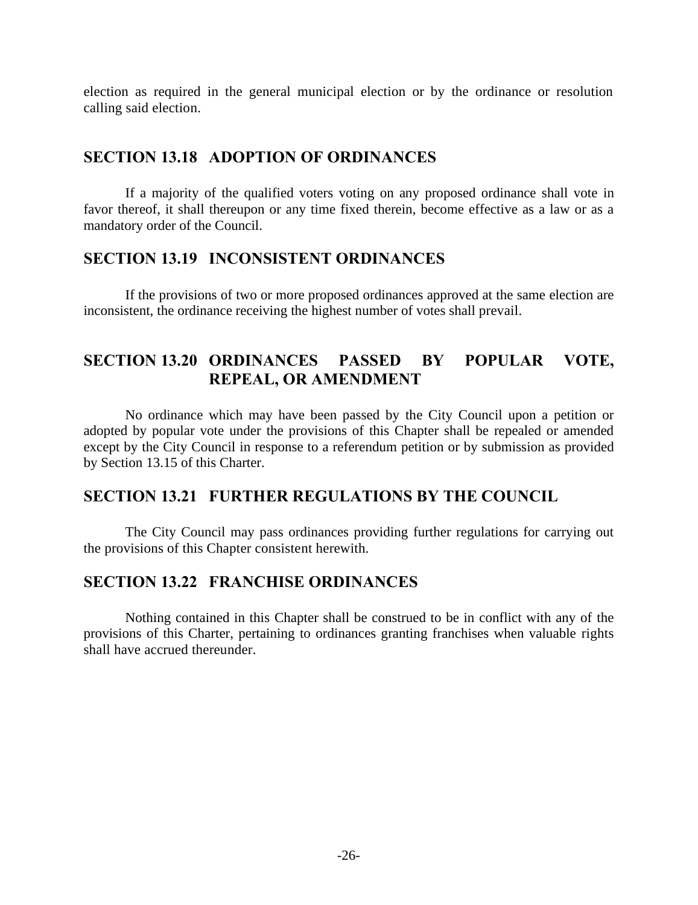election as required in the general municipal election or by the ordinance or resolution calling said election.

## SECTION 13.18 ADOPTION OF ORDINANCES

If a majority of the qualified voters voting on any proposed ordinance shall vote in favor thereof, it shall thereupon or any time fixed therein, become effective as a law or as a mandatory order of the Council.

## SECTION 13.19 INCONSISTENT ORDINANCES

If the provisions of two or more proposed ordinances approved at the same election are inconsistent, the ordinance receiving the highest number of votes shall prevail.

## SECTION 13.20 ORDINANCES PASSED BY POPULAR VOTE, REPEAL, OR AMENDMENT

No ordinance which may have been passed by the City Council upon a petition or adopted by popular vote under the provisions of this Chapter shall be repealed or amended except by the City Council in response to a referendum petition or by submission as provided by Section 13.15 of this Charter.

## SECTION 13.21 FURTHER REGULATIONS BY THE COUNCIL

The City Council may pass ordinances providing further regulations for carrying out the provisions of this Chapter consistent herewith.

## SECTION 13.22 FRANCHISE ORDINANCES

Nothing contained in this Chapter shall be construed to be in conflict with any of the provisions of this Charter, pertaining to ordinances granting franchises when valuable rights shall have accrued thereunder.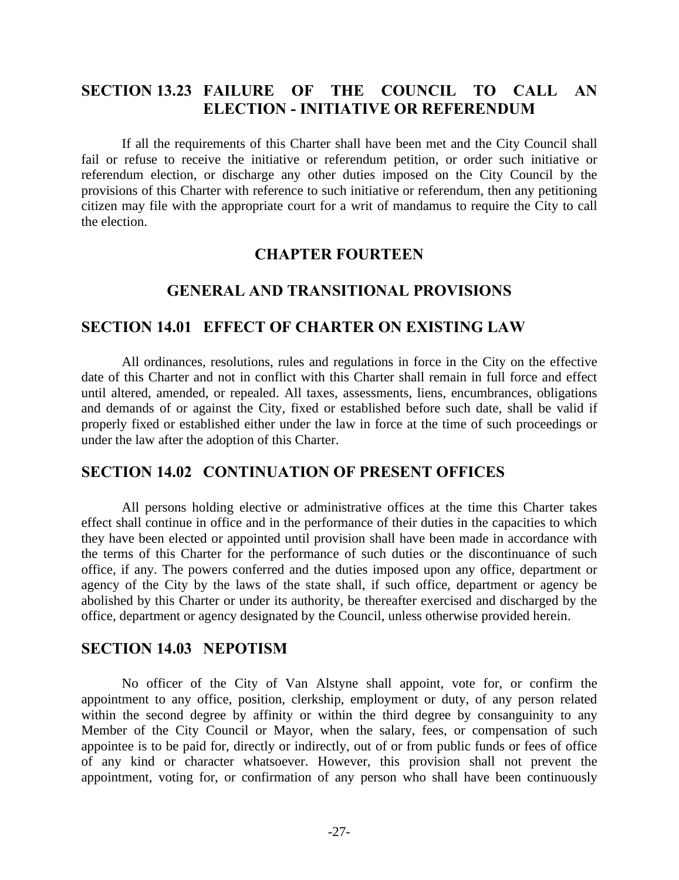## SECTION 13.23 FAILURE OF THE COUNCIL TO CALL AN ELECTION - INITIATIVE OR REFERENDUM

If all the requirements of this Charter shall have been met and the City Council shall fail or refuse to receive the initiative or referendum petition, or order such initiative or referendum election, or discharge any other duties imposed on the City Council by the provisions of this Charter with reference to such initiative or referendum, then any petitioning citizen may file with the appropriate court for a writ of mandamus to require the City to call the election.

# CHAPTER FOURTEEN

# GENERAL AND TRANSITIONAL PROVISIONS

## SECTION 14.01 EFFECT OF CHARTER ON EXISTING LAW

All ordinances, resolutions, rules and regulations in force in the City on the effective date of this Charter and not in conflict with this Charter shall remain in full force and effect until altered, amended, or repealed. All taxes, assessments, liens, encumbrances, obligations and demands of or against the City, fixed or established before such date, shall be valid if properly fixed or established either under the law in force at the time of such proceedings or under the law after the adoption of this Charter.

## SECTION 14.02 CONTINUATION OF PRESENT OFFICES

All persons holding elective or administrative offices at the time this Charter takes effect shall continue in office and in the performance of their duties in the capacities to which they have been elected or appointed until provision shall have been made in accordance with the terms of this Charter for the performance of such duties or the discontinuance of such office, if any. The powers conferred and the duties imposed upon any office, department or agency of the City by the laws of the state shall, if such office, department or agency be abolished by this Charter or under its authority, be thereafter exercised and discharged by the office, department or agency designated by the Council, unless otherwise provided herein.

## SECTION 14.03 NEPOTISM

No officer of the City of Van Alstyne shall appoint, vote for, or confirm the appointment to any office, position, clerkship, employment or duty, of any person related within the second degree by affinity or within the third degree by consanguinity to any Member of the City Council or Mayor, when the salary, fees, or compensation of such appointee is to be paid for, directly or indirectly, out of or from public funds or fees of office of any kind or character whatsoever. However, this provision shall not prevent the appointment, voting for, or confirmation of any person who shall have been continuously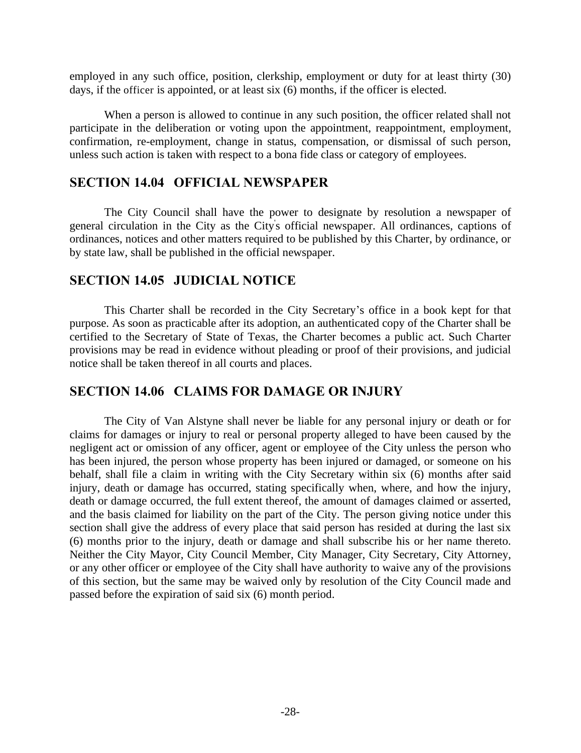employed in any such office, position, clerkship, employment or duty for at least thirty (30) days, if the officer is appointed, or at least six (6) months, if the officer is elected.

When a person is allowed to continue in any such position, the officer related shall not participate in the deliberation or voting upon the appointment, reappointment, employment, confirmation, re-employment, change in status, compensation, or dismissal of such person, unless such action is taken with respect to a bona fide class or category of employees.

## SECTION 14.04 OFFICIAL NEWSPAPER

The City Council shall have the power to designate by resolution a newspaper of general circulation in the City as the City's official newspaper. All ordinances, captions of ordinances, notices and other matters required to be published by this Charter, by ordinance, or by state law, shall be published in the official newspaper.

## SECTION 14.05 JUDICIAL NOTICE

This Charter shall be recorded in the City Secretary's office in a book kept for that purpose. As soon as practicable after its adoption, an authenticated copy of the Charter shall be certified to the Secretary of State of Texas, the Charter becomes a public act. Such Charter provisions may be read in evidence without pleading or proof of their provisions, and judicial notice shall be taken thereof in all courts and places.

## SECTION 14.06 CLAIMS FOR DAMAGE OR INJURY

The City of Van Alstyne shall never be liable for any personal injury or death or for claims for damages or injury to real or personal property alleged to have been caused by the negligent act or omission of any officer, agent or employee of the City unless the person who has been injured, the person whose property has been injured or damaged, or someone on his behalf, shall file a claim in writing with the City Secretary within six (6) months after said injury, death or damage has occurred, stating specifically when, where, and how the injury, death or damage occurred, the full extent thereof, the amount of damages claimed or asserted, and the basis claimed for liability on the part of the City. The person giving notice under this section shall give the address of every place that said person has resided at during the last six (6) months prior to the injury, death or damage and shall subscribe his or her name thereto. Neither the City Mayor, City Council Member, City Manager, City Secretary, City Attorney, or any other officer or employee of the City shall have authority to waive any of the provisions of this section, but the same may be waived only by resolution of the City Council made and passed before the expiration of said six (6) month period.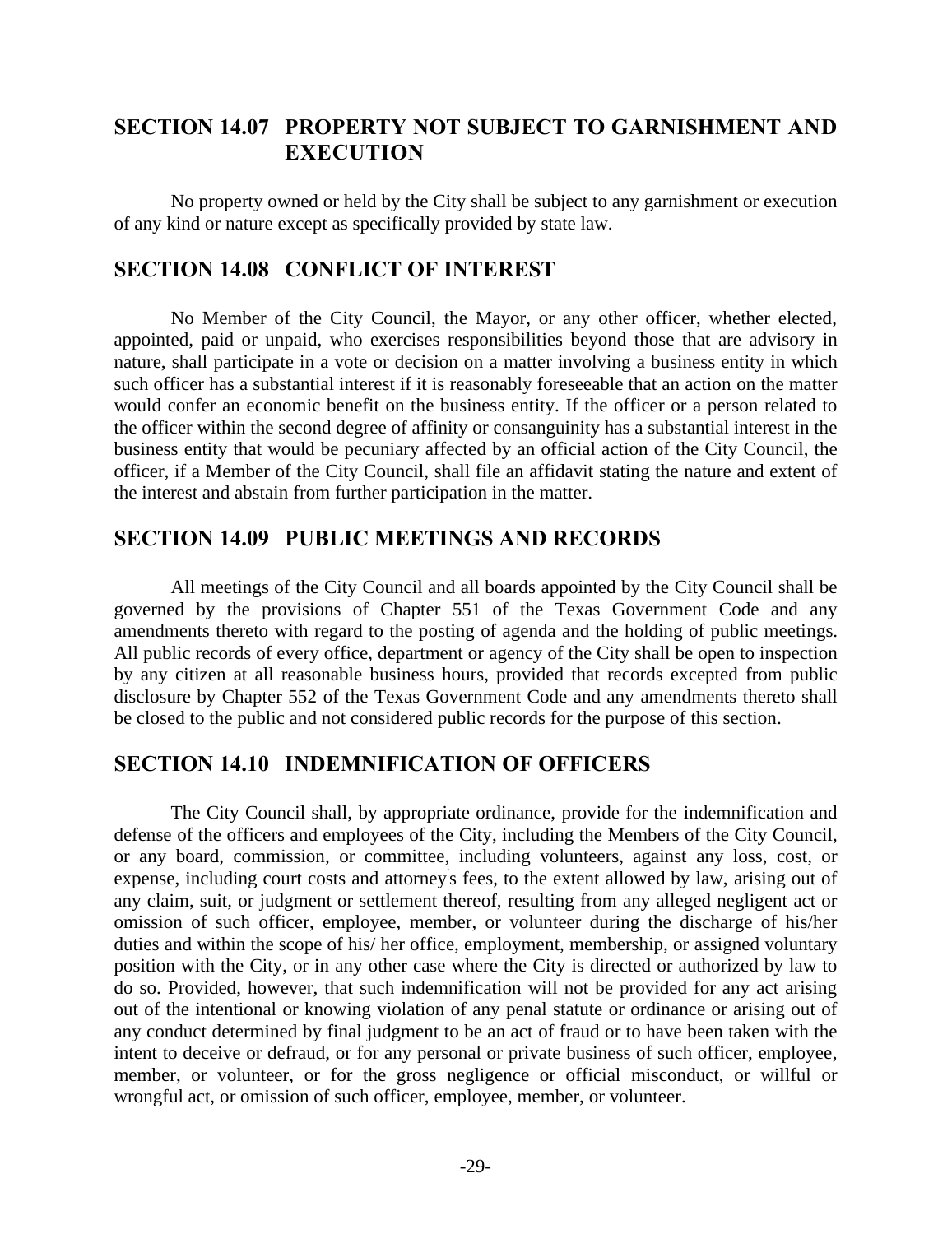## SECTION 14.07 PROPERTY NOT SUBJECT TO GARNISHMENT AND EXECUTION

No property owned or held by the City shall be subject to any garnishment or execution of any kind or nature except as specifically provided by state law.

## SECTION 14.08 CONFLICT OF INTEREST

No Member of the City Council, the Mayor, or any other officer, whether elected, appointed, paid or unpaid, who exercises responsibilities beyond those that are advisory in nature, shall participate in a vote or decision on a matter involving a business entity in which such officer has a substantial interest if it is reasonably foreseeable that an action on the matter would confer an economic benefit on the business entity. If the officer or a person related to the officer within the second degree of affinity or consanguinity has a substantial interest in the business entity that would be pecuniary affected by an official action of the City Council, the officer, if a Member of the City Council, shall file an affidavit stating the nature and extent of the interest and abstain from further participation in the matter.

## SECTION 14.09 PUBLIC MEETINGS AND RECORDS

All meetings of the City Council and all boards appointed by the City Council shall be governed by the provisions of Chapter 551 of the Texas Government Code and any amendments thereto with regard to the posting of agenda and the holding of public meetings. All public records of every office, department or agency of the City shall be open to inspection by any citizen at all reasonable business hours, provided that records excepted from public disclosure by Chapter 552 of the Texas Government Code and any amendments thereto shall be closed to the public and not considered public records for the purpose of this section.

## SECTION 14.10 INDEMNIFICATION OF OFFICERS

The City Council shall, by appropriate ordinance, provide for the indemnification and defense of the officers and employees of the City, including the Members of the City Council, or any board, commission, or committee, including volunteers, against any loss, cost, or expense, including court costs and attorney's fees, to the extent allowed by law, arising out of any claim, suit, or judgment or settlement thereof, resulting from any alleged negligent act or omission of such officer, employee, member, or volunteer during the discharge of his/her duties and within the scope of his/ her office, employment, membership, or assigned voluntary position with the City, or in any other case where the City is directed or authorized by law to do so. Provided, however, that such indemnification will not be provided for any act arising out of the intentional or knowing violation of any penal statute or ordinance or arising out of any conduct determined by final judgment to be an act of fraud or to have been taken with the intent to deceive or defraud, or for any personal or private business of such officer, employee, member, or volunteer, or for the gross negligence or official misconduct, or willful or wrongful act, or omission of such officer, employee, member, or volunteer.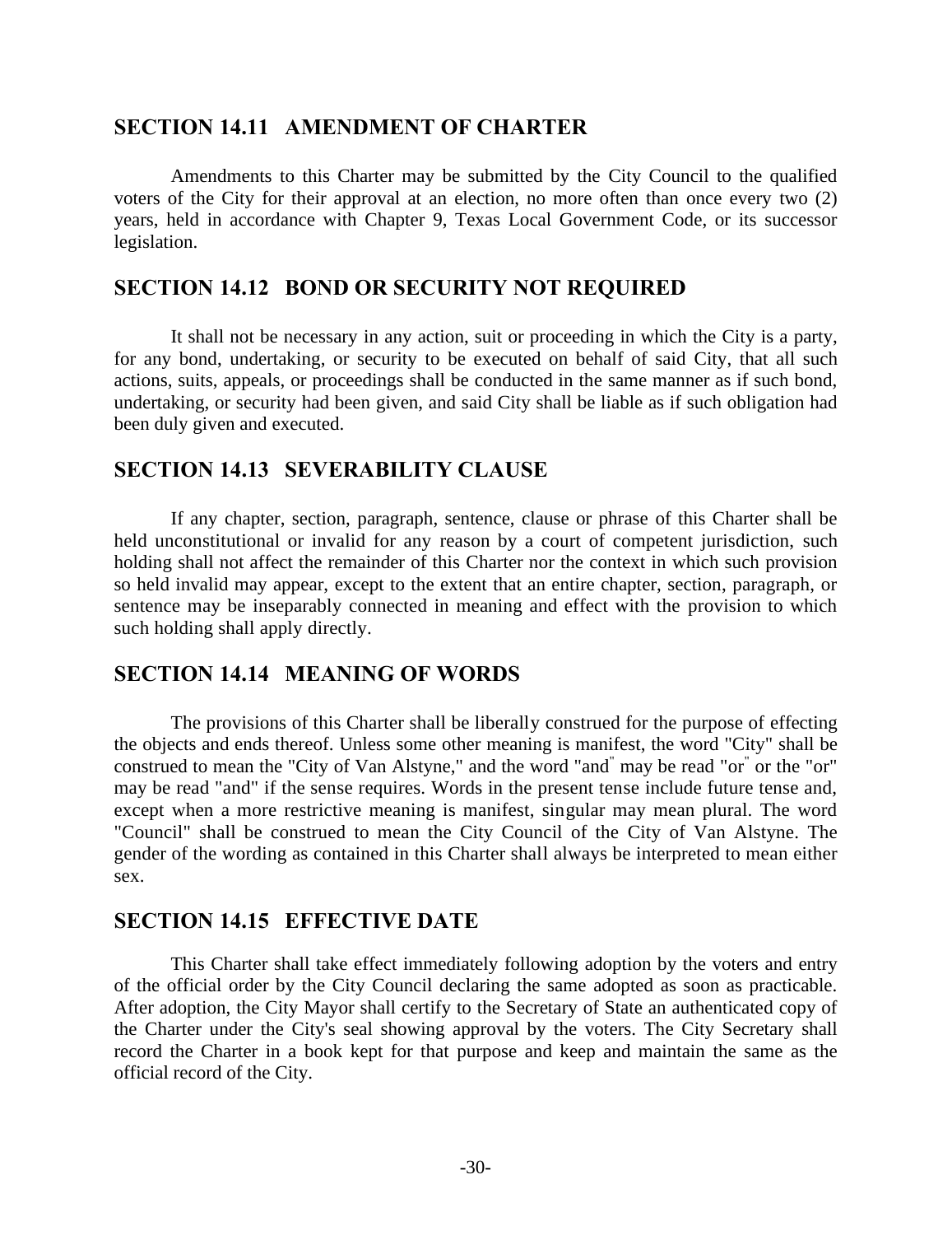## SECTION 14.11 AMENDMENT OF CHARTER

Amendments to this Charter may be submitted by the City Council to the qualified voters of the City for their approval at an election, no more often than once every two (2) years, held in accordance with Chapter 9, Texas Local Government Code, or its successor legislation.

## SECTION 14.12 BOND OR SECURITY NOT REQUIRED

It shall not be necessary in any action, suit or proceeding in which the City is a party, for any bond, undertaking, or security to be executed on behalf of said City, that all such actions, suits, appeals, or proceedings shall be conducted in the same manner as if such bond, undertaking, or security had been given, and said City shall be liable as if such obligation had been duly given and executed.

## SECTION 14.13 SEVERABILITY CLAUSE

If any chapter, section, paragraph, sentence, clause or phrase of this Charter shall be held unconstitutional or invalid for any reason by a court of competent jurisdiction, such holding shall not affect the remainder of this Charter nor the context in which such provision so held invalid may appear, except to the extent that an entire chapter, section, paragraph, or sentence may be inseparably connected in meaning and effect with the provision to which such holding shall apply directly.

## SECTION 14.14 MEANING OF WORDS

The provisions of this Charter shall be liberally construed for the purpose of effecting the objects and ends thereof. Unless some other meaning is manifest, the word "City" shall be construed to mean the "City of Van Alstyne," and the word "and" may be read "or" or the "or" may be read "and" if the sense requires. Words in the present tense include future tense and, except when a more restrictive meaning is manifest, singular may mean plural. The word "Council" shall be construed to mean the City Council of the City of Van Alstyne. The gender of the wording as contained in this Charter shall always be interpreted to mean either sex.

## SECTION 14.15 EFFECTIVE DATE

This Charter shall take effect immediately following adoption by the voters and entry of the official order by the City Council declaring the same adopted as soon as practicable. After adoption, the City Mayor shall certify to the Secretary of State an authenticated copy of the Charter under the City's seal showing approval by the voters. The City Secretary shall record the Charter in a book kept for that purpose and keep and maintain the same as the official record of the City.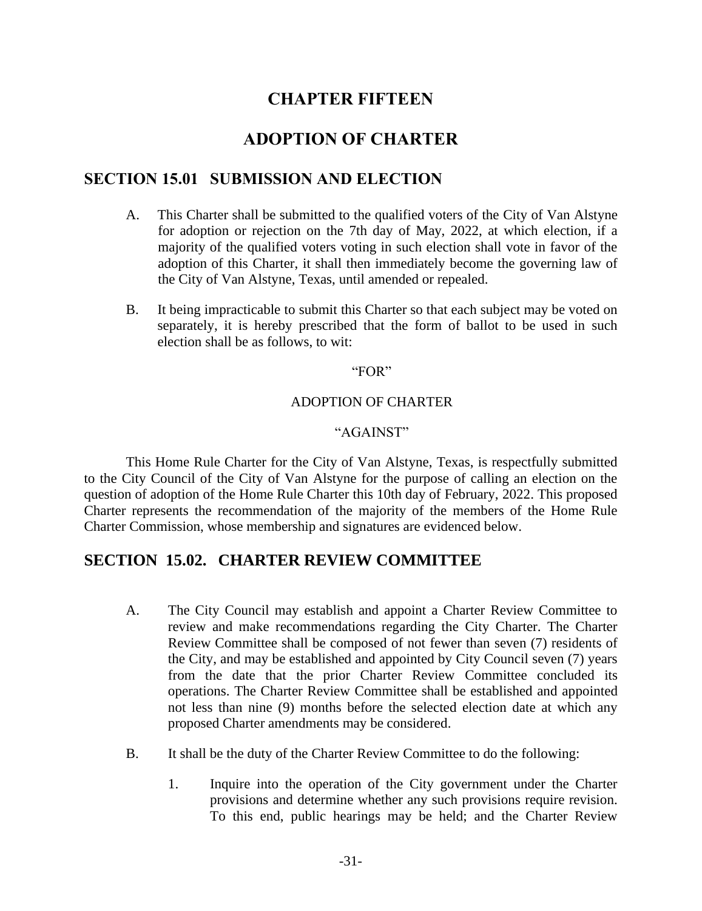# CHAPTER FIFTEEN

# ADOPTION OF CHARTER

## SECTION 15.01 SUBMISSION AND ELECTION

A. This Charter shall be submitted to the qualified voters of the City of Van Alstyne for adoption or rejection on the 7th day of May, 2022, at which election, if a majority of the qualified voters voting in such election shall vote in favor of the adoption of this Charter, it shall then immediately become the governing law of the City of Van Alstyne, Texas, until amended or repealed.

B. It being impracticable to submit this Charter so that each subject may be voted on separately, it is hereby prescribed that the form of ballot to be used in such election shall be as follows, to wit:

"FOR"

ADOPTION OF CHARTER

"AGAINST"

This Home Rule Charter for the City of Van Alstyne, Texas, is respectfully submitted to the City Council of the City of Van Alstyne for the purpose of calling an election on the question of adoption of the Home Rule Charter this 10th day of February, 2022. This proposed Charter represents the recommendation of the majority of the members of the Home Rule Charter Commission, whose membership and signatures are evidenced below.

## SECTION 15.02. CHARTER REVIEW COMMITTEE

A. The City Council may establish and appoint a Charter Review Committee to review and make recommendations regarding the City Charter. The Charter Review Committee shall be composed of not fewer than seven (7) residents of the City, and may be established and appointed by City Council seven (7) years from the date that the prior Charter Review Committee concluded its operations. The Charter Review Committee shall be established and appointed not less than nine (9) months before the selected election date at which any proposed Charter amendments may be considered.

B. It shall be the duty of the Charter Review Committee to do the following:

1. Inquire into the operation of the City government under the Charter provisions and determine whether any such provisions require revision. To this end, public hearings may be held; and the Charter Review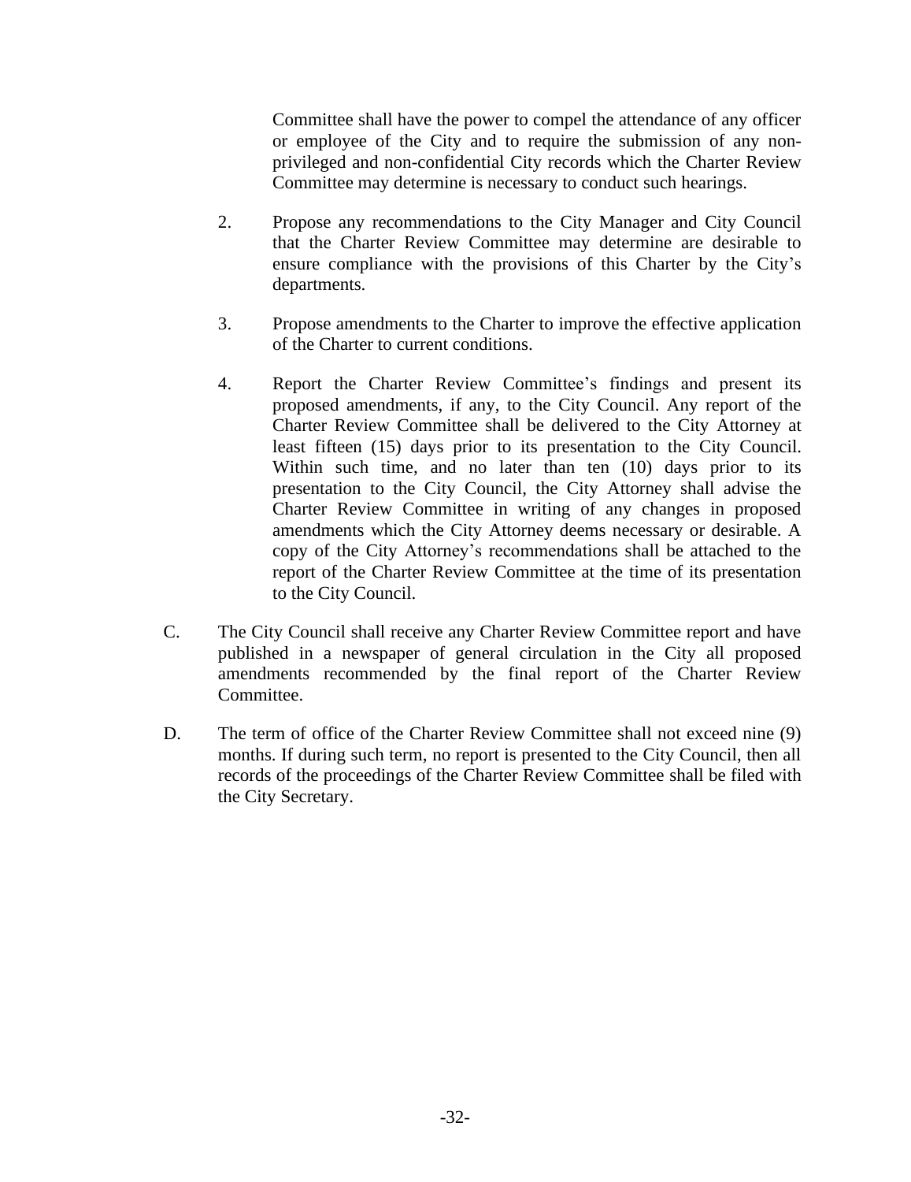Committee shall have the power to compel the attendance of any officer or employee of the City and to require the submission of any non-privileged and non-confidential City records which the Charter Review Committee may determine is necessary to conduct such hearings.

2. Propose any recommendations to the City Manager and City Council that the Charter Review Committee may determine are desirable to ensure compliance with the provisions of this Charter by the City's departments.

3. Propose amendments to the Charter to improve the effective application of the Charter to current conditions.

4. Report the Charter Review Committee's findings and present its proposed amendments, if any, to the City Council. Any report of the Charter Review Committee shall be delivered to the City Attorney at least fifteen (15) days prior to its presentation to the City Council. Within such time, and no later than ten (10) days prior to its presentation to the City Council, the City Attorney shall advise the Charter Review Committee in writing of any changes in proposed amendments which the City Attorney deems necessary or desirable. A copy of the City Attorney's recommendations shall be attached to the report of the Charter Review Committee at the time of its presentation to the City Council.

C. The City Council shall receive any Charter Review Committee report and have published in a newspaper of general circulation in the City all proposed amendments recommended by the final report of the Charter Review Committee.

D. The term of office of the Charter Review Committee shall not exceed nine (9) months. If during such term, no report is presented to the City Council, then all records of the proceedings of the Charter Review Committee shall be filed with the City Secretary.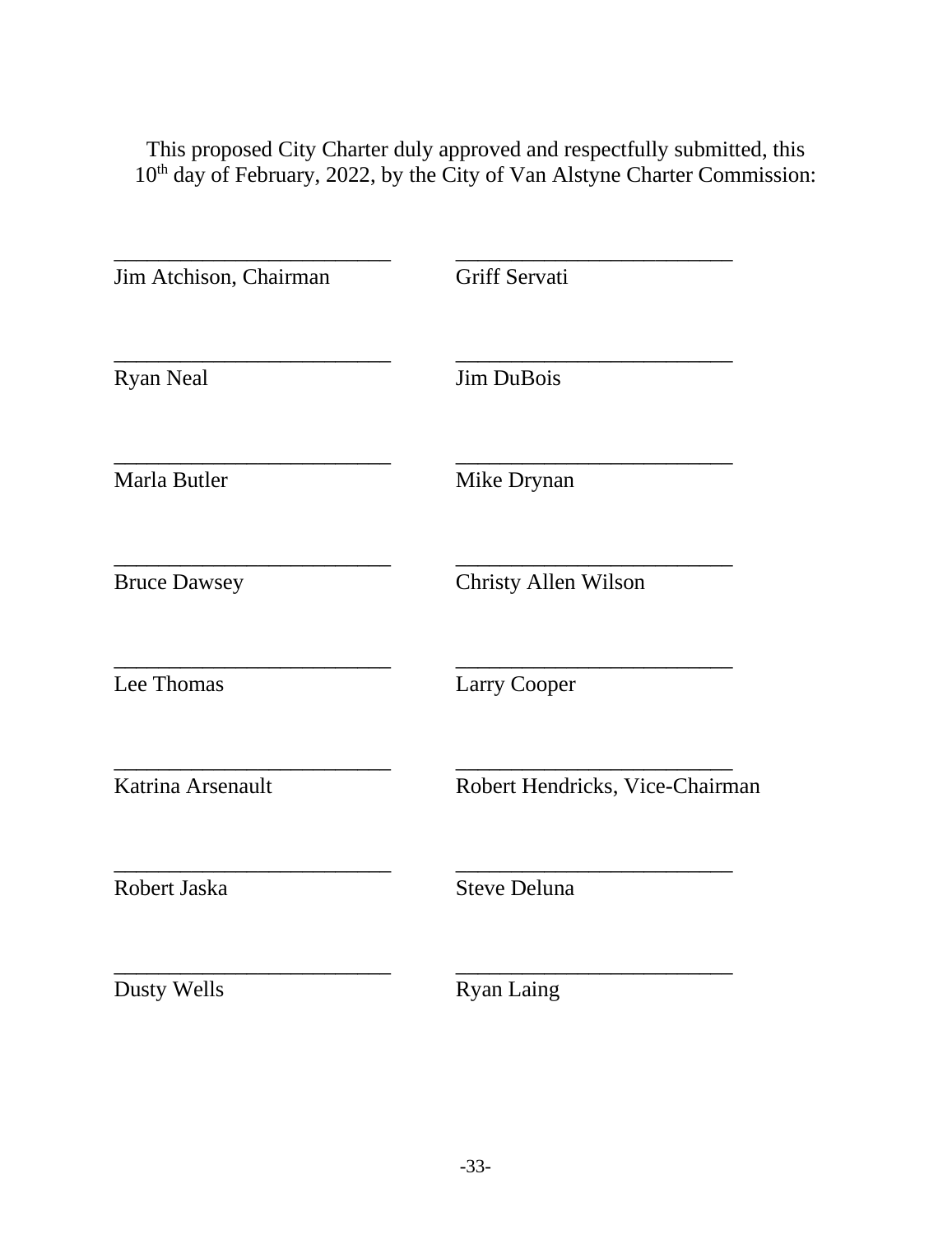This proposed City Charter duly approved and respectfully submitted, this 10th day of February, 2022, by the City of Van Alstyne Charter Commission:

| | |
|---|---|
| _________________________ | _________________________ |
| Jim Atchison, Chairman | Griff Servati |
| _________________________ | _________________________ |
| Ryan Neal | Jim DuBois |
| _________________________ | _________________________ |
| Marla Butler | Mike Drynan |
| _________________________ | _________________________ |
| Bruce Dawsey | Christy Allen Wilson |
| _________________________ | _________________________ |
| Lee Thomas | Larry Cooper |
| _________________________ | _________________________ |
| Katrina Arsenault | Robert Hendricks, Vice-Chairman |
| _________________________ | _________________________ |
| Robert Jaska | Steve Deluna |
| _________________________ | _________________________ |
| Dusty Wells | Ryan Laing |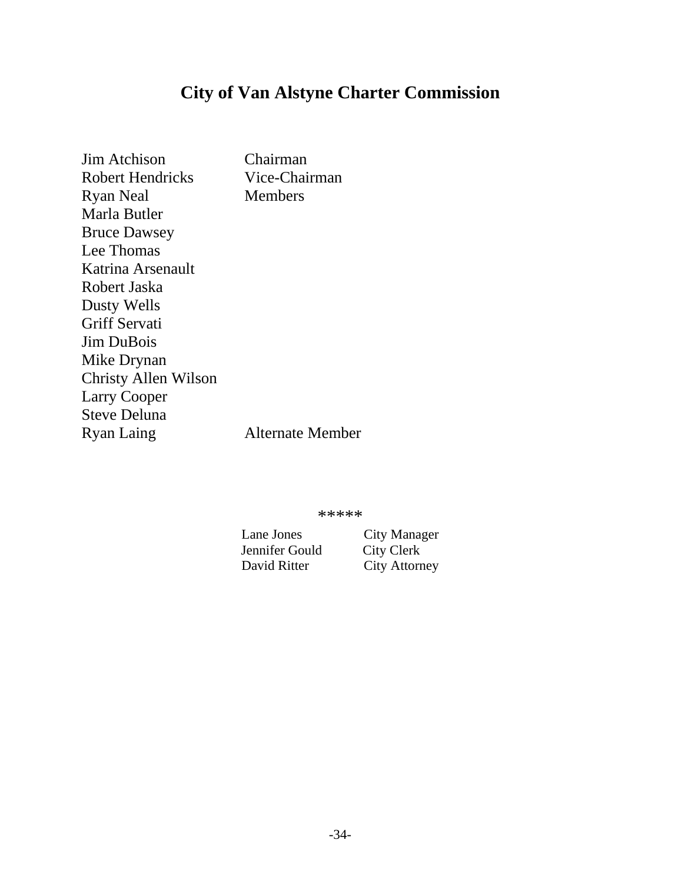# City of Van Alstyne Charter Commission

| | |
|---|---|
| Jim Atchison | Chairman |
| Robert Hendricks | Vice-Chairman |
| Ryan Neal | Members |
| Marla Butler | |
| Bruce Dawsey | |
| Lee Thomas | |
| Katrina Arsenault | |
| Robert Jaska | |
| Dusty Wells | |
| Griff Servati | |
| Jim DuBois | |
| Mike Drynan | |
| Christy Allen Wilson | |
| Larry Cooper | |
| Steve Deluna | |
| Ryan Laing | Alternate Member |

*****

| | |
|---|---|
| Lane Jones | City Manager |
| Jennifer Gould | City Clerk |
| David Ritter | City Attorney |